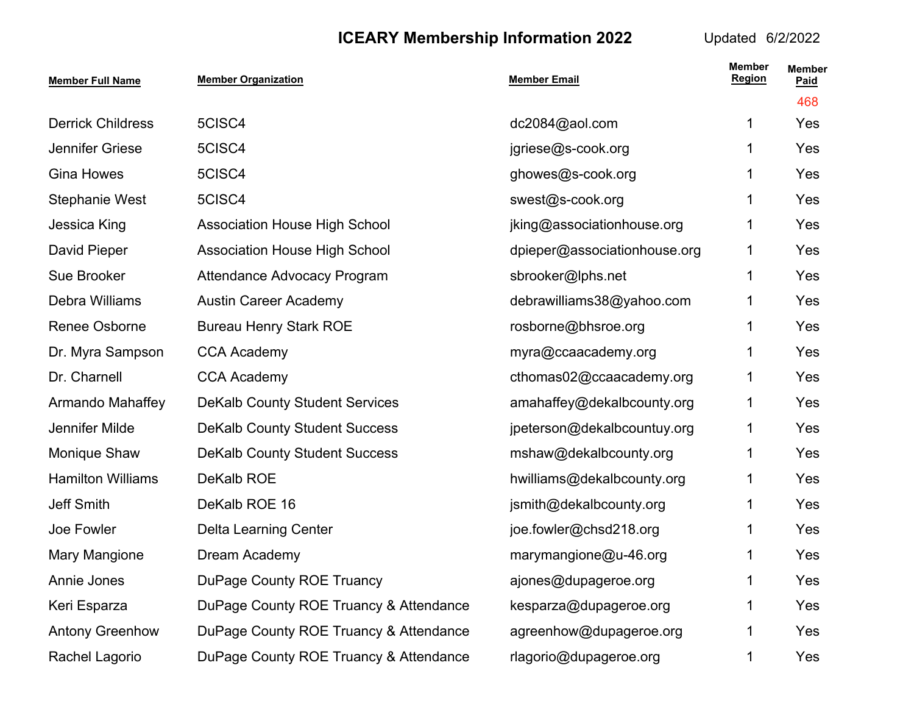# ICEARY Membership Information 2022

Updated 6/2/2022

| Member Full Name | Member Organization | Member Email | Member Region | Member Paid |
|---|---|---|---|---|
| | | | | 468 |
| Derrick Childress | 5CISC4 | dc2084@aol.com | 1 | Yes |
| Jennifer Griese | 5CISC4 | jgriese@s-cook.org | 1 | Yes |
| Gina Howes | 5CISC4 | ghowes@s-cook.org | 1 | Yes |
| Stephanie West | 5CISC4 | swest@s-cook.org | 1 | Yes |
| Jessica King | Association House High School | jking@associationhouse.org | 1 | Yes |
| David Pieper | Association House High School | dpieper@associationhouse.org | 1 | Yes |
| Sue Brooker | Attendance Advocacy Program | sbrooker@lphs.net | 1 | Yes |
| Debra Williams | Austin Career Academy | debrawilliams38@yahoo.com | 1 | Yes |
| Renee Osborne | Bureau Henry Stark ROE | rosborne@bhsroe.org | 1 | Yes |
| Dr. Myra Sampson | CCA Academy | myra@ccaacademy.org | 1 | Yes |
| Dr. Charnell | CCA Academy | cthomas02@ccaacademy.org | 1 | Yes |
| Armando Mahaffey | DeKalb County Student Services | amahaffey@dekalbcounty.org | 1 | Yes |
| Jennifer Milde | DeKalb County Student Success | jpeterson@dekalbcountuy.org | 1 | Yes |
| Monique Shaw | DeKalb County Student Success | mshaw@dekalbcounty.org | 1 | Yes |
| Hamilton Williams | DeKalb ROE | hwilliams@dekalbcounty.org | 1 | Yes |
| Jeff Smith | DeKalb ROE 16 | jsmith@dekalbcounty.org | 1 | Yes |
| Joe Fowler | Delta Learning Center | joe.fowler@chsd218.org | 1 | Yes |
| Mary Mangione | Dream Academy | marymangione@u-46.org | 1 | Yes |
| Annie Jones | DuPage County ROE Truancy | ajones@dupageroe.org | 1 | Yes |
| Keri Esparza | DuPage County ROE Truancy & Attendance | kesparza@dupageroe.org | 1 | Yes |
| Antony Greenhow | DuPage County ROE Truancy & Attendance | agreenhow@dupageroe.org | 1 | Yes |
| Rachel Lagorio | DuPage County ROE Truancy & Attendance | rlagorio@dupageroe.org | 1 | Yes |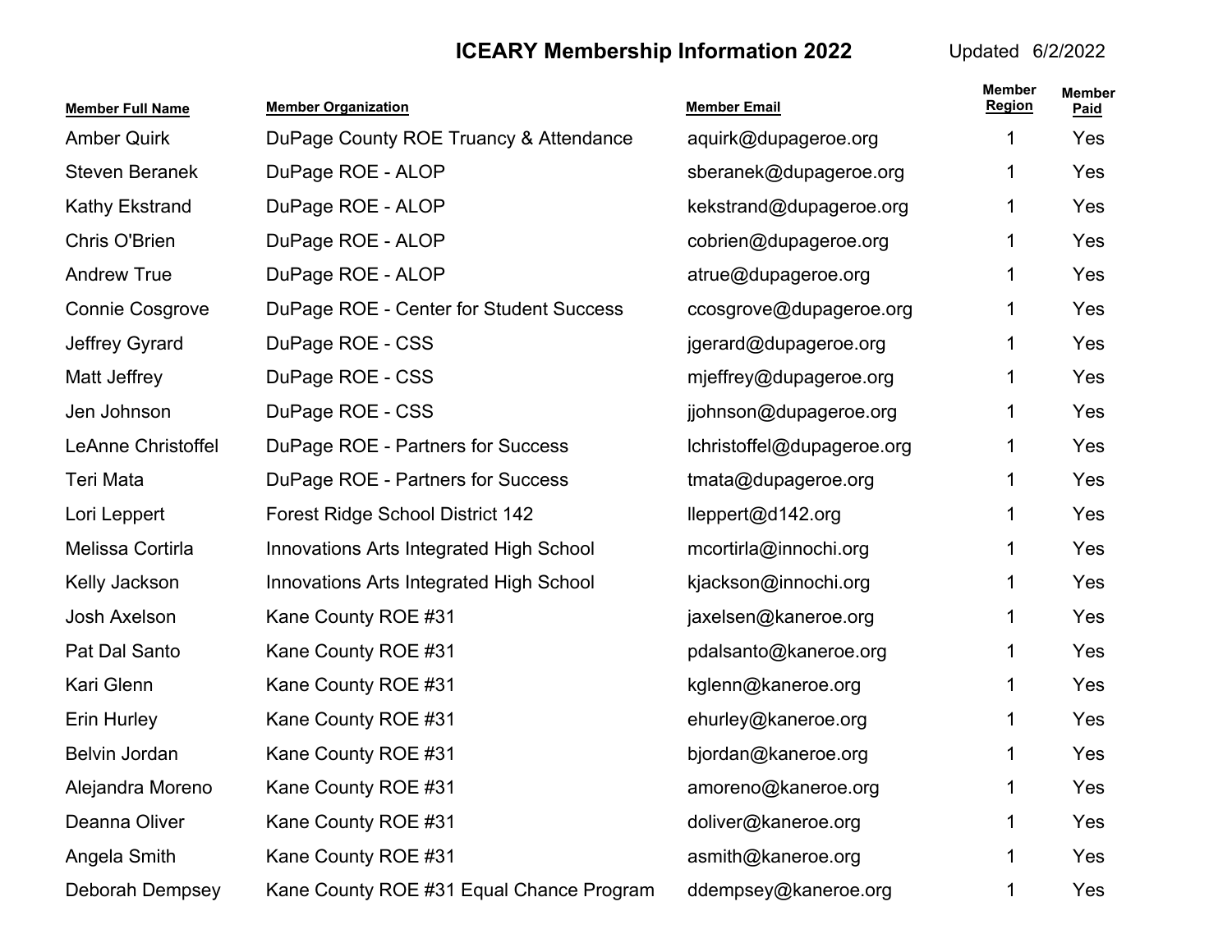# ICEARY Membership Information 2022

Updated 6/2/2022

| Member Full Name | Member Organization | Member Email | Member Region | Member Paid |
|---|---|---|---|---|
| Amber Quirk | DuPage County ROE Truancy & Attendance | aquirk@dupageroe.org | 1 | Yes |
| Steven Beranek | DuPage ROE - ALOP | sberanek@dupageroe.org | 1 | Yes |
| Kathy Ekstrand | DuPage ROE - ALOP | kekstrand@dupageroe.org | 1 | Yes |
| Chris O'Brien | DuPage ROE - ALOP | cobrien@dupageroe.org | 1 | Yes |
| Andrew True | DuPage ROE - ALOP | atrue@dupageroe.org | 1 | Yes |
| Connie Cosgrove | DuPage ROE - Center for Student Success | ccosgrove@dupageroe.org | 1 | Yes |
| Jeffrey Gyrard | DuPage ROE - CSS | jgerard@dupageroe.org | 1 | Yes |
| Matt Jeffrey | DuPage ROE - CSS | mjeffrey@dupageroe.org | 1 | Yes |
| Jen Johnson | DuPage ROE - CSS | jjohnson@dupageroe.org | 1 | Yes |
| LeAnne Christoffel | DuPage ROE - Partners for Success | lchristoffel@dupageroe.org | 1 | Yes |
| Teri Mata | DuPage ROE - Partners for Success | tmata@dupageroe.org | 1 | Yes |
| Lori Leppert | Forest Ridge School District 142 | lleppert@d142.org | 1 | Yes |
| Melissa Cortirla | Innovations Arts Integrated High School | mcortirla@innochi.org | 1 | Yes |
| Kelly Jackson | Innovations Arts Integrated High School | kjackson@innochi.org | 1 | Yes |
| Josh Axelson | Kane County ROE #31 | jaxelsen@kaneroe.org | 1 | Yes |
| Pat Dal Santo | Kane County ROE #31 | pdalsanto@kaneroe.org | 1 | Yes |
| Kari Glenn | Kane County ROE #31 | kglenn@kaneroe.org | 1 | Yes |
| Erin Hurley | Kane County ROE #31 | ehurley@kaneroe.org | 1 | Yes |
| Belvin Jordan | Kane County ROE #31 | bjordan@kaneroe.org | 1 | Yes |
| Alejandra Moreno | Kane County ROE #31 | amoreno@kaneroe.org | 1 | Yes |
| Deanna Oliver | Kane County ROE #31 | doliver@kaneroe.org | 1 | Yes |
| Angela Smith | Kane County ROE #31 | asmith@kaneroe.org | 1 | Yes |
| Deborah Dempsey | Kane County ROE #31 Equal Chance Program | ddempsey@kaneroe.org | 1 | Yes |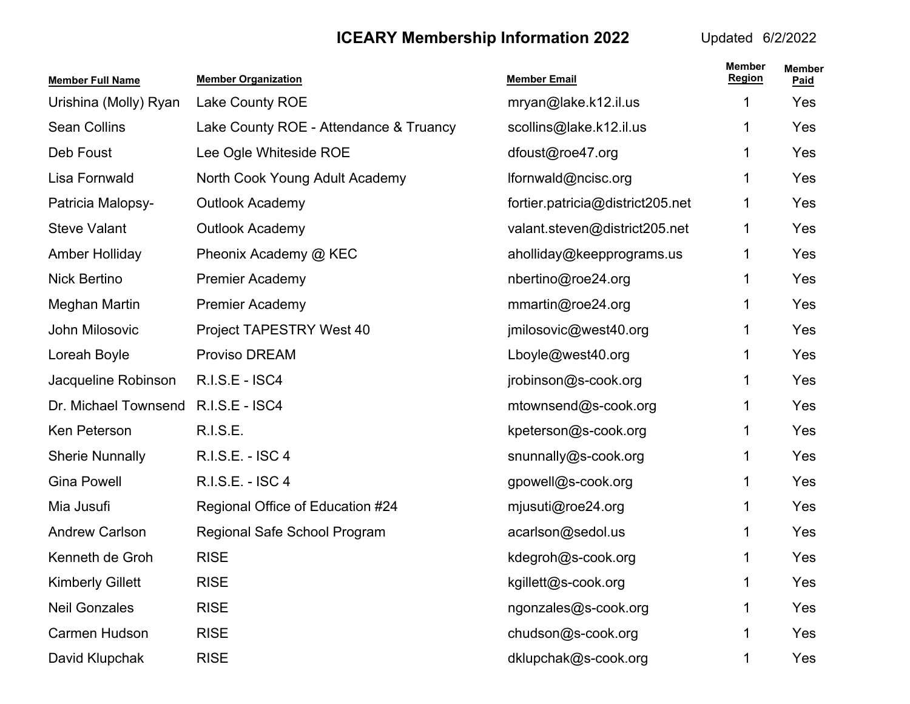# ICEARY Membership Information 2022

Updated 6/2/2022

| Member Full Name | Member Organization | Member Email | Member Region | Member Paid |
|---|---|---|---|---|
| Urishina (Molly) Ryan | Lake County ROE | mryan@lake.k12.il.us | 1 | Yes |
| Sean Collins | Lake County ROE - Attendance & Truancy | scollins@lake.k12.il.us | 1 | Yes |
| Deb Foust | Lee Ogle Whiteside ROE | dfoust@roe47.org | 1 | Yes |
| Lisa Fornwald | North Cook Young Adult Academy | lfornwald@ncisc.org | 1 | Yes |
| Patricia Malopsy- | Outlook Academy | fortier.patricia@district205.net | 1 | Yes |
| Steve Valant | Outlook Academy | valant.steven@district205.net | 1 | Yes |
| Amber Holliday | Pheonix Academy @ KEC | aholliday@keepprograms.us | 1 | Yes |
| Nick Bertino | Premier Academy | nbertino@roe24.org | 1 | Yes |
| Meghan Martin | Premier Academy | mmartin@roe24.org | 1 | Yes |
| John Milosovic | Project TAPESTRY West 40 | jmilosovic@west40.org | 1 | Yes |
| Loreah Boyle | Proviso DREAM | Lboyle@west40.org | 1 | Yes |
| Jacqueline Robinson | R.I.S.E - ISC4 | jrobinson@s-cook.org | 1 | Yes |
| Dr. Michael Townsend | R.I.S.E - ISC4 | mtownsend@s-cook.org | 1 | Yes |
| Ken Peterson | R.I.S.E. | kpeterson@s-cook.org | 1 | Yes |
| Sherie Nunnally | R.I.S.E. - ISC 4 | snunnally@s-cook.org | 1 | Yes |
| Gina Powell | R.I.S.E. - ISC 4 | gpowell@s-cook.org | 1 | Yes |
| Mia Jusufi | Regional Office of Education #24 | mjusuti@roe24.org | 1 | Yes |
| Andrew Carlson | Regional Safe School Program | acarlson@sedol.us | 1 | Yes |
| Kenneth de Groh | RISE | kdegroh@s-cook.org | 1 | Yes |
| Kimberly Gillett | RISE | kgillett@s-cook.org | 1 | Yes |
| Neil Gonzales | RISE | ngonzales@s-cook.org | 1 | Yes |
| Carmen Hudson | RISE | chudson@s-cook.org | 1 | Yes |
| David Klupchak | RISE | dklupchak@s-cook.org | 1 | Yes |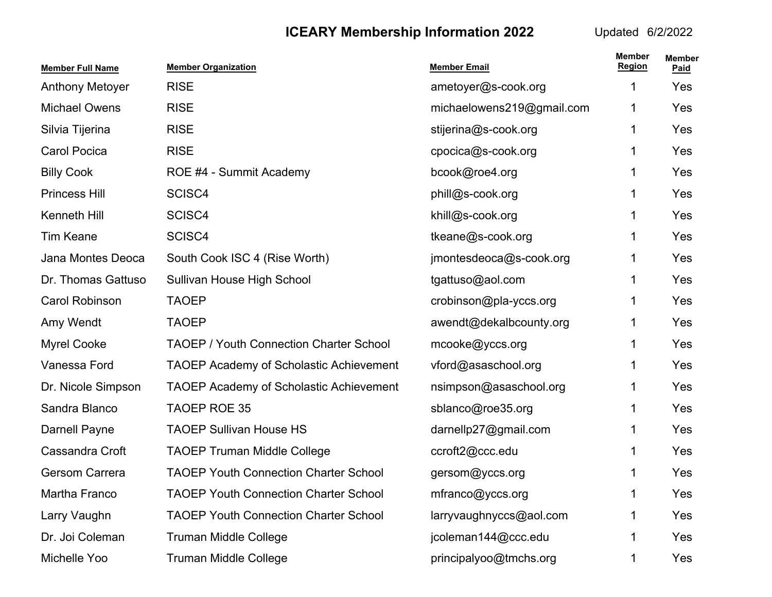# ICEARY Membership Information 2022

Updated 6/2/2022

| Member Full Name | Member Organization | Member Email | Member Region | Member Paid |
|---|---|---|---|---|
| Anthony Metoyer | RISE | ametoyer@s-cook.org | 1 | Yes |
| Michael Owens | RISE | michaelowens219@gmail.com | 1 | Yes |
| Silvia Tijerina | RISE | stijerina@s-cook.org | 1 | Yes |
| Carol Pocica | RISE | cpocica@s-cook.org | 1 | Yes |
| Billy Cook | ROE #4 - Summit Academy | bcook@roe4.org | 1 | Yes |
| Princess Hill | SCISC4 | phill@s-cook.org | 1 | Yes |
| Kenneth Hill | SCISC4 | khill@s-cook.org | 1 | Yes |
| Tim Keane | SCISC4 | tkeane@s-cook.org | 1 | Yes |
| Jana Montes Deoca | South Cook ISC 4 (Rise Worth) | jmontesdeoca@s-cook.org | 1 | Yes |
| Dr. Thomas Gattuso | Sullivan House High School | tgattuso@aol.com | 1 | Yes |
| Carol Robinson | TAOEP | crobinson@pla-yccs.org | 1 | Yes |
| Amy Wendt | TAOEP | awendt@dekalbcounty.org | 1 | Yes |
| Myrel Cooke | TAOEP / Youth Connection Charter School | mcooke@yccs.org | 1 | Yes |
| Vanessa Ford | TAOEP Academy of Scholastic Achievement | vford@asaschool.org | 1 | Yes |
| Dr. Nicole Simpson | TAOEP Academy of Scholastic Achievement | nsimpson@asaschool.org | 1 | Yes |
| Sandra Blanco | TAOEP ROE 35 | sblanco@roe35.org | 1 | Yes |
| Darnell Payne | TAOEP Sullivan House HS | darnellp27@gmail.com | 1 | Yes |
| Cassandra Croft | TAOEP Truman Middle College | ccroft2@ccc.edu | 1 | Yes |
| Gersom Carrera | TAOEP Youth Connection Charter School | gersom@yccs.org | 1 | Yes |
| Martha Franco | TAOEP Youth Connection Charter School | mfranco@yccs.org | 1 | Yes |
| Larry Vaughn | TAOEP Youth Connection Charter School | larryvaughnyccs@aol.com | 1 | Yes |
| Dr. Joi Coleman | Truman Middle College | jcoleman144@ccc.edu | 1 | Yes |
| Michelle Yoo | Truman Middle College | principalyoo@tmchs.org | 1 | Yes |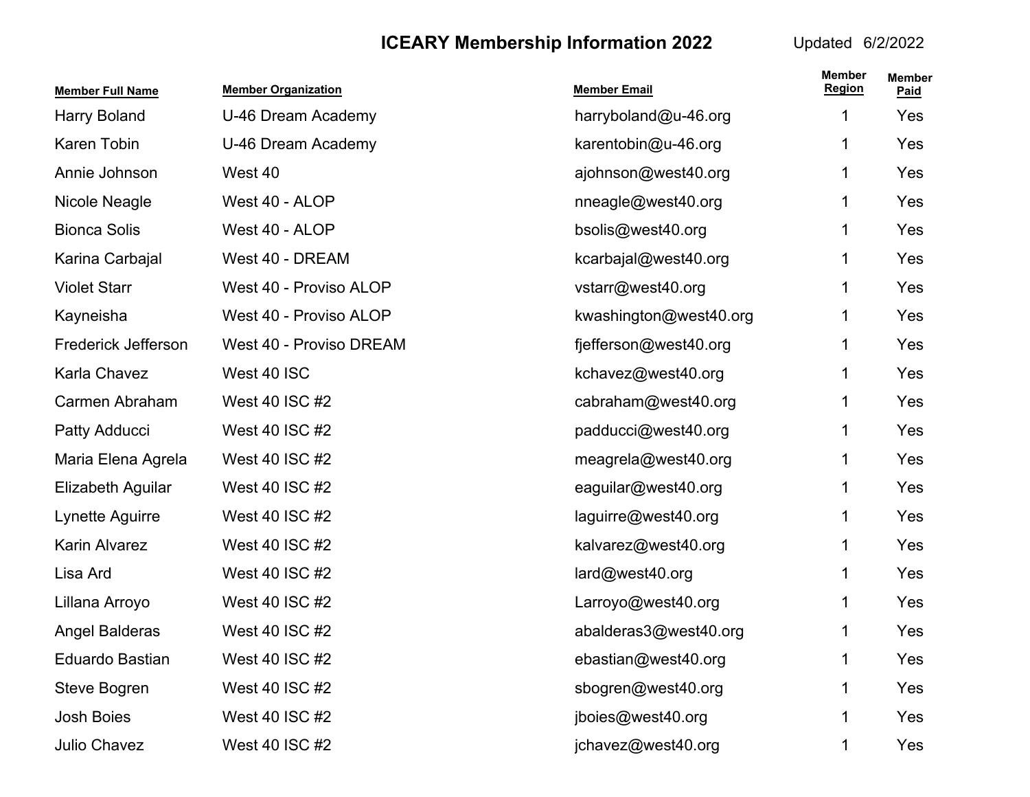## ICEARY Membership Information 2022

Updated 6/2/2022

| Member Full Name | Member Organization | Member Email | Member Region | Member Paid |
|---|---|---|---|---|
| Harry Boland | U-46 Dream Academy | harryboland@u-46.org | 1 | Yes |
| Karen Tobin | U-46 Dream Academy | karentobin@u-46.org | 1 | Yes |
| Annie Johnson | West 40 | ajohnson@west40.org | 1 | Yes |
| Nicole Neagle | West 40 - ALOP | nneagle@west40.org | 1 | Yes |
| Bionca Solis | West 40 - ALOP | bsolis@west40.org | 1 | Yes |
| Karina Carbajal | West 40 - DREAM | kcarbajal@west40.org | 1 | Yes |
| Violet Starr | West 40 - Proviso ALOP | vstarr@west40.org | 1 | Yes |
| Kayneisha | West 40 - Proviso ALOP | kwashington@west40.org | 1 | Yes |
| Frederick Jefferson | West 40 - Proviso DREAM | fjefferson@west40.org | 1 | Yes |
| Karla Chavez | West 40 ISC | kchavez@west40.org | 1 | Yes |
| Carmen Abraham | West 40 ISC #2 | cabraham@west40.org | 1 | Yes |
| Patty Adducci | West 40 ISC #2 | padducci@west40.org | 1 | Yes |
| Maria Elena Agrela | West 40 ISC #2 | meagrela@west40.org | 1 | Yes |
| Elizabeth Aguilar | West 40 ISC #2 | eaguilar@west40.org | 1 | Yes |
| Lynette Aguirre | West 40 ISC #2 | laguirre@west40.org | 1 | Yes |
| Karin Alvarez | West 40 ISC #2 | kalvarez@west40.org | 1 | Yes |
| Lisa Ard | West 40 ISC #2 | lard@west40.org | 1 | Yes |
| Lillana Arroyo | West 40 ISC #2 | Larroyo@west40.org | 1 | Yes |
| Angel Balderas | West 40 ISC #2 | abalderas3@west40.org | 1 | Yes |
| Eduardo Bastian | West 40 ISC #2 | ebastian@west40.org | 1 | Yes |
| Steve Bogren | West 40 ISC #2 | sbogren@west40.org | 1 | Yes |
| Josh Boies | West 40 ISC #2 | jboies@west40.org | 1 | Yes |
| Julio Chavez | West 40 ISC #2 | jchavez@west40.org | 1 | Yes |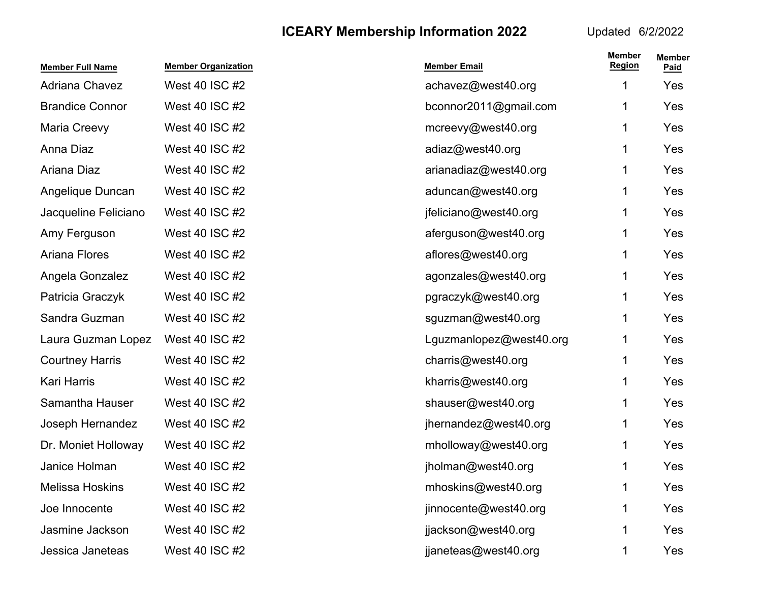## ICEARY Membership Information 2022

Updated 6/2/2022

| Member Full Name | Member Organization | Member Email | Member Region | Member Paid |
|---|---|---|---|---|
| Adriana Chavez | West 40 ISC #2 | achavez@west40.org | 1 | Yes |
| Brandice Connor | West 40 ISC #2 | bconnor2011@gmail.com | 1 | Yes |
| Maria Creevy | West 40 ISC #2 | mcreevy@west40.org | 1 | Yes |
| Anna Diaz | West 40 ISC #2 | adiaz@west40.org | 1 | Yes |
| Ariana Diaz | West 40 ISC #2 | arianadiaz@west40.org | 1 | Yes |
| Angelique Duncan | West 40 ISC #2 | aduncan@west40.org | 1 | Yes |
| Jacqueline Feliciano | West 40 ISC #2 | jfeliciano@west40.org | 1 | Yes |
| Amy Ferguson | West 40 ISC #2 | aferguson@west40.org | 1 | Yes |
| Ariana Flores | West 40 ISC #2 | aflores@west40.org | 1 | Yes |
| Angela Gonzalez | West 40 ISC #2 | agonzales@west40.org | 1 | Yes |
| Patricia Graczyk | West 40 ISC #2 | pgraczyk@west40.org | 1 | Yes |
| Sandra Guzman | West 40 ISC #2 | sguzman@west40.org | 1 | Yes |
| Laura Guzman Lopez | West 40 ISC #2 | Lguzmanlopez@west40.org | 1 | Yes |
| Courtney Harris | West 40 ISC #2 | charris@west40.org | 1 | Yes |
| Kari Harris | West 40 ISC #2 | kharris@west40.org | 1 | Yes |
| Samantha Hauser | West 40 ISC #2 | shauser@west40.org | 1 | Yes |
| Joseph Hernandez | West 40 ISC #2 | jhernandez@west40.org | 1 | Yes |
| Dr. Moniet Holloway | West 40 ISC #2 | mholloway@west40.org | 1 | Yes |
| Janice Holman | West 40 ISC #2 | jholman@west40.org | 1 | Yes |
| Melissa Hoskins | West 40 ISC #2 | mhoskins@west40.org | 1 | Yes |
| Joe Innocente | West 40 ISC #2 | jinnocente@west40.org | 1 | Yes |
| Jasmine Jackson | West 40 ISC #2 | jjackson@west40.org | 1 | Yes |
| Jessica Janeteas | West 40 ISC #2 | jjaneteas@west40.org | 1 | Yes |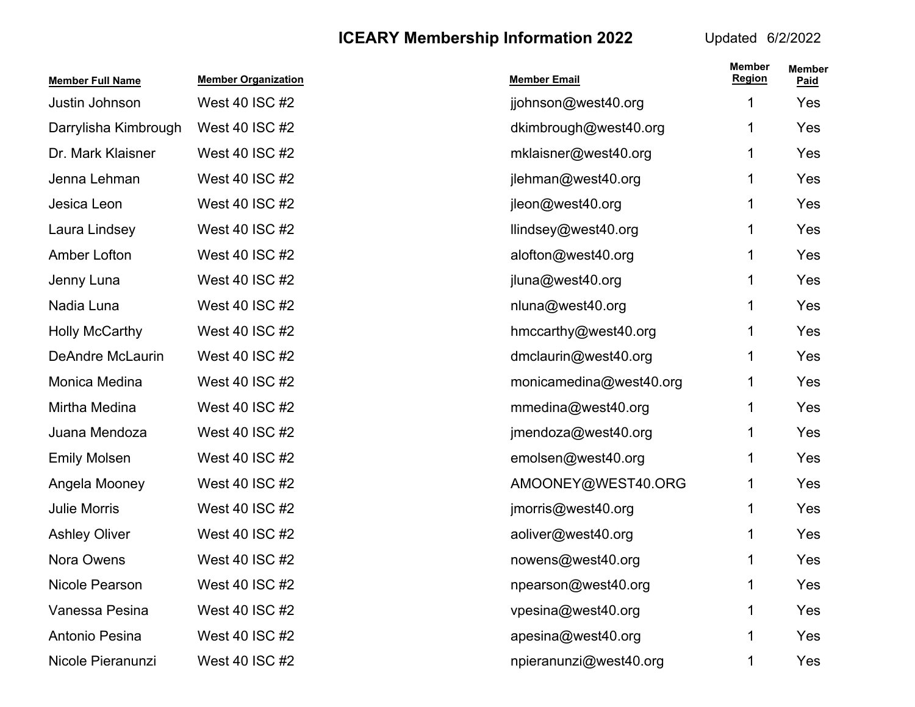# ICEARY Membership Information 2022

Updated 6/2/2022

| Member Full Name | Member Organization | Member Email | Member Region | Member Paid |
|---|---|---|---|---|
| Justin Johnson | West 40 ISC #2 | jjohnson@west40.org | 1 | Yes |
| Darrylisha Kimbrough | West 40 ISC #2 | dkimbrough@west40.org | 1 | Yes |
| Dr. Mark Klaisner | West 40 ISC #2 | mklaisner@west40.org | 1 | Yes |
| Jenna Lehman | West 40 ISC #2 | jlehman@west40.org | 1 | Yes |
| Jesica Leon | West 40 ISC #2 | jleon@west40.org | 1 | Yes |
| Laura Lindsey | West 40 ISC #2 | llindsey@west40.org | 1 | Yes |
| Amber Lofton | West 40 ISC #2 | alofton@west40.org | 1 | Yes |
| Jenny Luna | West 40 ISC #2 | jluna@west40.org | 1 | Yes |
| Nadia Luna | West 40 ISC #2 | nluna@west40.org | 1 | Yes |
| Holly McCarthy | West 40 ISC #2 | hmccarthy@west40.org | 1 | Yes |
| DeAndre McLaurin | West 40 ISC #2 | dmclaurin@west40.org | 1 | Yes |
| Monica Medina | West 40 ISC #2 | monicamedina@west40.org | 1 | Yes |
| Mirtha Medina | West 40 ISC #2 | mmedina@west40.org | 1 | Yes |
| Juana Mendoza | West 40 ISC #2 | jmendoza@west40.org | 1 | Yes |
| Emily Molsen | West 40 ISC #2 | emolsen@west40.org | 1 | Yes |
| Angela Mooney | West 40 ISC #2 | AMOONEY@WEST40.ORG | 1 | Yes |
| Julie Morris | West 40 ISC #2 | jmorris@west40.org | 1 | Yes |
| Ashley Oliver | West 40 ISC #2 | aoliver@west40.org | 1 | Yes |
| Nora Owens | West 40 ISC #2 | nowens@west40.org | 1 | Yes |
| Nicole Pearson | West 40 ISC #2 | npearson@west40.org | 1 | Yes |
| Vanessa Pesina | West 40 ISC #2 | vpesina@west40.org | 1 | Yes |
| Antonio Pesina | West 40 ISC #2 | apesina@west40.org | 1 | Yes |
| Nicole Pieranunzi | West 40 ISC #2 | npieranunzi@west40.org | 1 | Yes |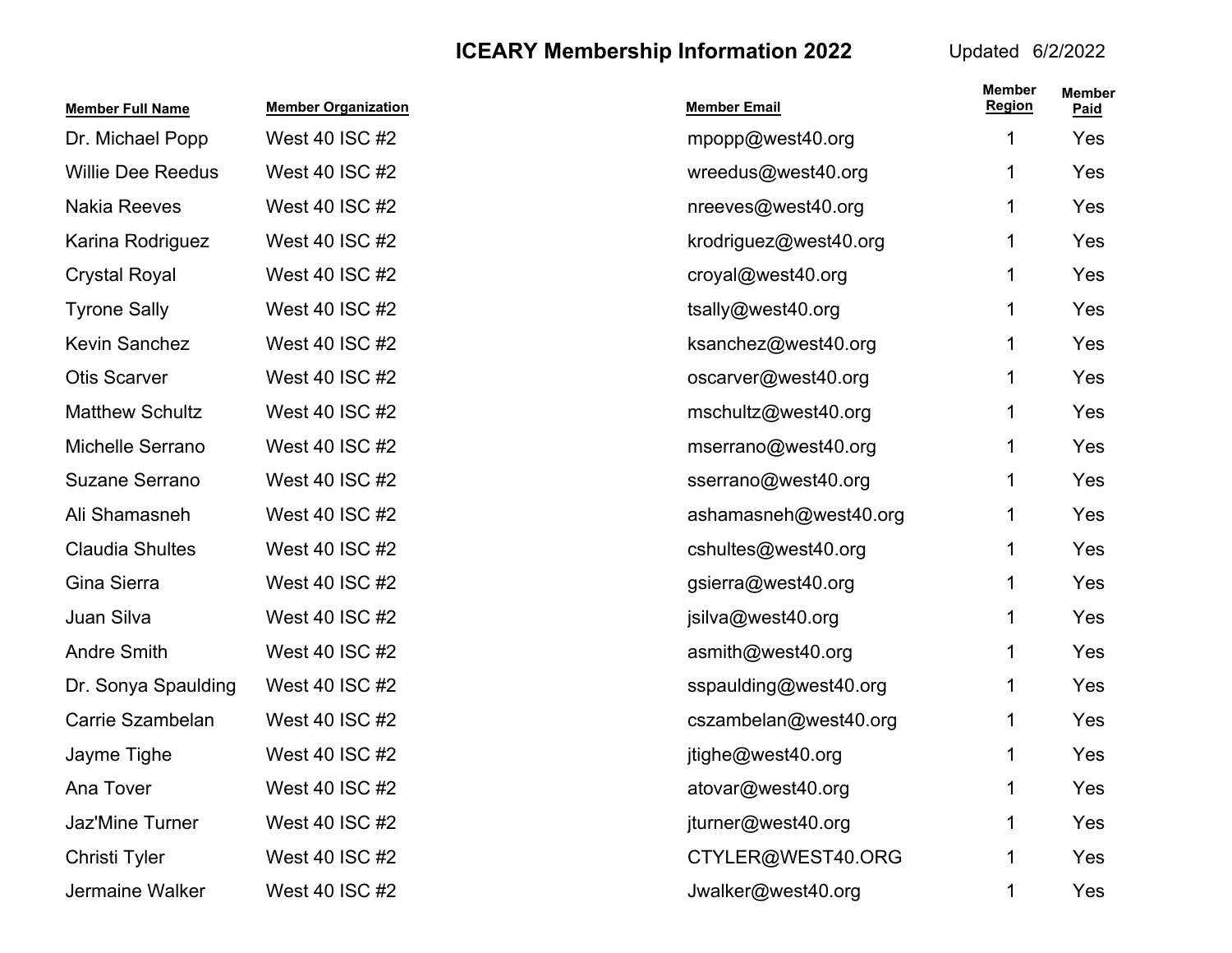# ICEARY Membership Information 2022

Updated 6/2/2022

| Member Full Name | Member Organization | Member Email | Member Region | Member Paid |
|---|---|---|---|---|
| Dr. Michael Popp | West 40 ISC #2 | mpopp@west40.org | 1 | Yes |
| Willie Dee Reedus | West 40 ISC #2 | wreedus@west40.org | 1 | Yes |
| Nakia Reeves | West 40 ISC #2 | nreeves@west40.org | 1 | Yes |
| Karina Rodriguez | West 40 ISC #2 | krodriguez@west40.org | 1 | Yes |
| Crystal Royal | West 40 ISC #2 | croyal@west40.org | 1 | Yes |
| Tyrone Sally | West 40 ISC #2 | tsally@west40.org | 1 | Yes |
| Kevin Sanchez | West 40 ISC #2 | ksanchez@west40.org | 1 | Yes |
| Otis Scarver | West 40 ISC #2 | oscarver@west40.org | 1 | Yes |
| Matthew Schultz | West 40 ISC #2 | mschultz@west40.org | 1 | Yes |
| Michelle Serrano | West 40 ISC #2 | mserrano@west40.org | 1 | Yes |
| Suzane Serrano | West 40 ISC #2 | sserrano@west40.org | 1 | Yes |
| Ali Shamasneh | West 40 ISC #2 | ashamasneh@west40.org | 1 | Yes |
| Claudia Shultes | West 40 ISC #2 | cshultes@west40.org | 1 | Yes |
| Gina Sierra | West 40 ISC #2 | gsierra@west40.org | 1 | Yes |
| Juan Silva | West 40 ISC #2 | jsilva@west40.org | 1 | Yes |
| Andre Smith | West 40 ISC #2 | asmith@west40.org | 1 | Yes |
| Dr. Sonya Spaulding | West 40 ISC #2 | sspaulding@west40.org | 1 | Yes |
| Carrie Szambelan | West 40 ISC #2 | cszambelan@west40.org | 1 | Yes |
| Jayme Tighe | West 40 ISC #2 | jtighe@west40.org | 1 | Yes |
| Ana Tover | West 40 ISC #2 | atovar@west40.org | 1 | Yes |
| Jaz'Mine Turner | West 40 ISC #2 | jturner@west40.org | 1 | Yes |
| Christi Tyler | West 40 ISC #2 | CTYLER@WEST40.ORG | 1 | Yes |
| Jermaine Walker | West 40 ISC #2 | Jwalker@west40.org | 1 | Yes |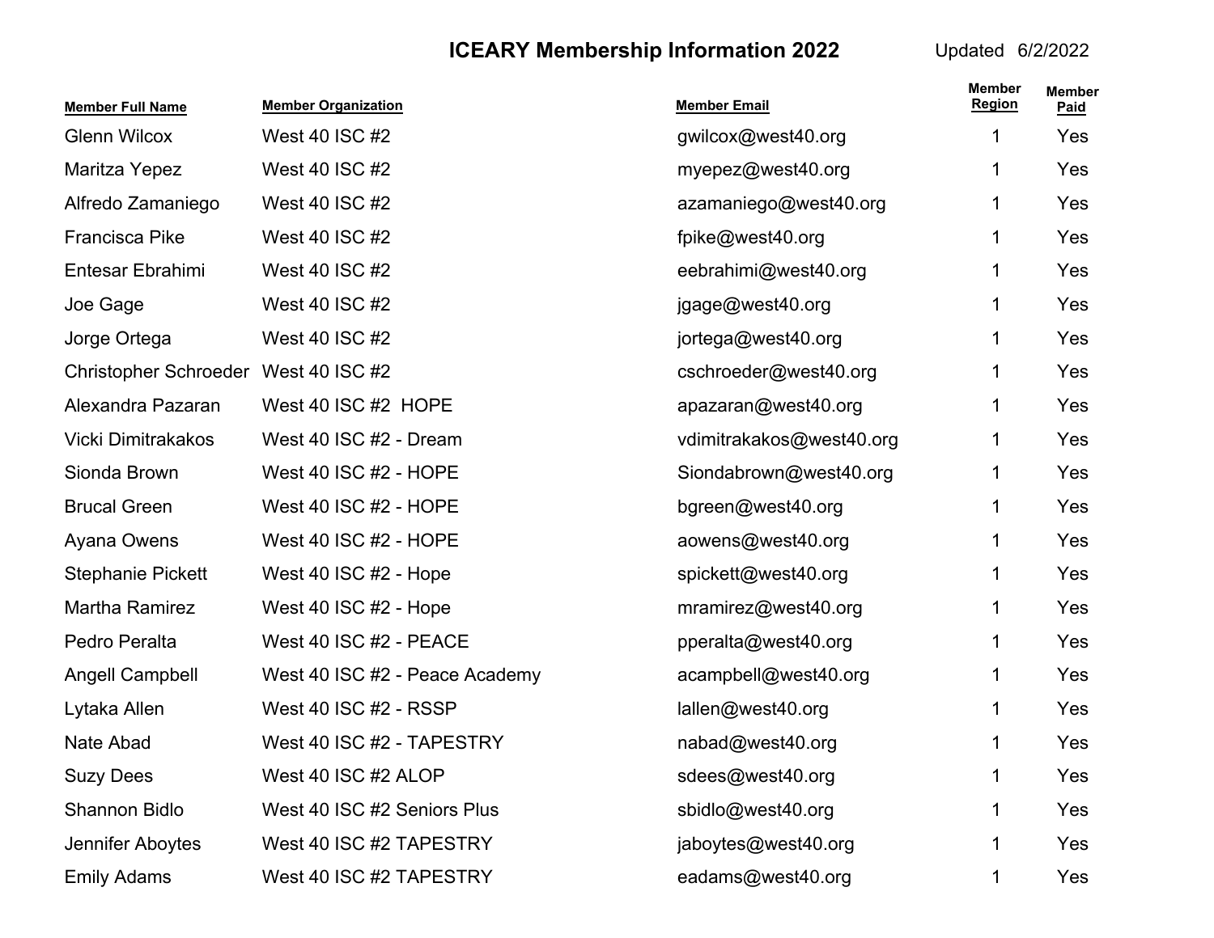# ICEARY Membership Information 2022

Updated 6/2/2022

| Member Full Name | Member Organization | Member Email | Member Region | Member Paid |
|---|---|---|---|---|
| Glenn Wilcox | West 40 ISC #2 | gwilcox@west40.org | 1 | Yes |
| Maritza Yepez | West 40 ISC #2 | myepez@west40.org | 1 | Yes |
| Alfredo Zamaniego | West 40 ISC #2 | azamaniego@west40.org | 1 | Yes |
| Francisca Pike | West 40 ISC #2 | fpike@west40.org | 1 | Yes |
| Entesar Ebrahimi | West 40 ISC #2 | eebrahimi@west40.org | 1 | Yes |
| Joe Gage | West 40 ISC #2 | jgage@west40.org | 1 | Yes |
| Jorge Ortega | West 40 ISC #2 | jortega@west40.org | 1 | Yes |
| Christopher Schroeder | West 40 ISC #2 | cschroeder@west40.org | 1 | Yes |
| Alexandra Pazaran | West 40 ISC #2 HOPE | apazaran@west40.org | 1 | Yes |
| Vicki Dimitrakakos | West 40 ISC #2 - Dream | vdimitrakakos@west40.org | 1 | Yes |
| Sionda Brown | West 40 ISC #2 - HOPE | Siondabrown@west40.org | 1 | Yes |
| Brucal Green | West 40 ISC #2 - HOPE | bgreen@west40.org | 1 | Yes |
| Ayana Owens | West 40 ISC #2 - HOPE | aowens@west40.org | 1 | Yes |
| Stephanie Pickett | West 40 ISC #2 - Hope | spickett@west40.org | 1 | Yes |
| Martha Ramirez | West 40 ISC #2 - Hope | mramirez@west40.org | 1 | Yes |
| Pedro Peralta | West 40 ISC #2 - PEACE | pperalta@west40.org | 1 | Yes |
| Angell Campbell | West 40 ISC #2 - Peace Academy | acampbell@west40.org | 1 | Yes |
| Lytaka Allen | West 40 ISC #2 - RSSP | lallen@west40.org | 1 | Yes |
| Nate Abad | West 40 ISC #2 - TAPESTRY | nabad@west40.org | 1 | Yes |
| Suzy Dees | West 40 ISC #2 ALOP | sdees@west40.org | 1 | Yes |
| Shannon Bidlo | West 40 ISC #2 Seniors Plus | sbidlo@west40.org | 1 | Yes |
| Jennifer Aboytes | West 40 ISC #2 TAPESTRY | jaboytes@west40.org | 1 | Yes |
| Emily Adams | West 40 ISC #2 TAPESTRY | eadams@west40.org | 1 | Yes |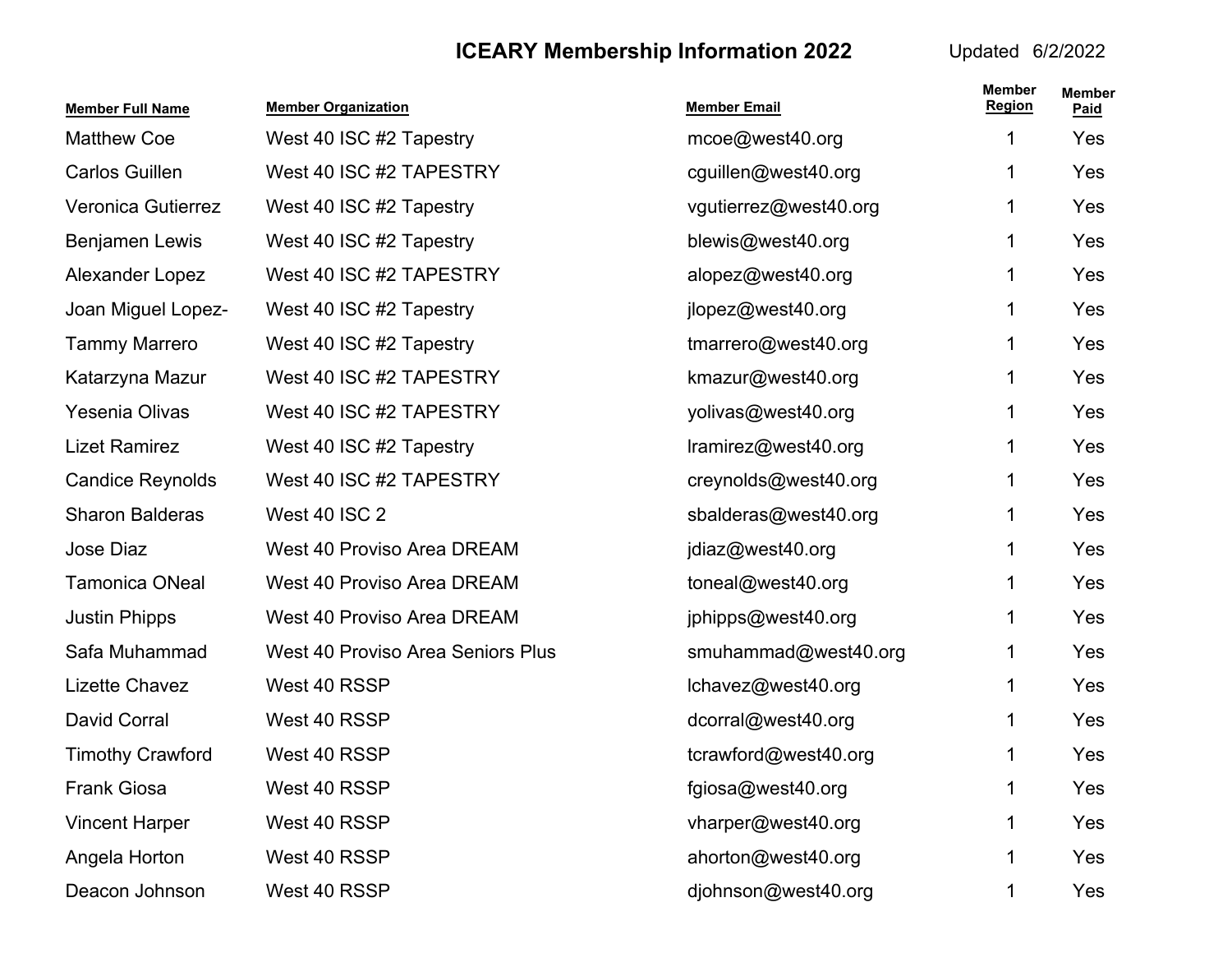# ICEARY Membership Information 2022

Updated 6/2/2022

| Member Full Name | Member Organization | Member Email | Member Region | Member Paid |
|---|---|---|---|---|
| Matthew Coe | West 40 ISC #2 Tapestry | mcoe@west40.org | 1 | Yes |
| Carlos Guillen | West 40 ISC #2 TAPESTRY | cguillen@west40.org | 1 | Yes |
| Veronica Gutierrez | West 40 ISC #2 Tapestry | vgutierrez@west40.org | 1 | Yes |
| Benjamen Lewis | West 40 ISC #2 Tapestry | blewis@west40.org | 1 | Yes |
| Alexander Lopez | West 40 ISC #2 TAPESTRY | alopez@west40.org | 1 | Yes |
| Joan Miguel Lopez- | West 40 ISC #2 Tapestry | jlopez@west40.org | 1 | Yes |
| Tammy Marrero | West 40 ISC #2 Tapestry | tmarrero@west40.org | 1 | Yes |
| Katarzyna Mazur | West 40 ISC #2 TAPESTRY | kmazur@west40.org | 1 | Yes |
| Yesenia Olivas | West 40 ISC #2 TAPESTRY | yolivas@west40.org | 1 | Yes |
| Lizet Ramirez | West 40 ISC #2 Tapestry | lramirez@west40.org | 1 | Yes |
| Candice Reynolds | West 40 ISC #2 TAPESTRY | creynolds@west40.org | 1 | Yes |
| Sharon Balderas | West 40 ISC 2 | sbalderas@west40.org | 1 | Yes |
| Jose Diaz | West 40 Proviso Area DREAM | jdiaz@west40.org | 1 | Yes |
| Tamonica ONeal | West 40 Proviso Area DREAM | toneal@west40.org | 1 | Yes |
| Justin Phipps | West 40 Proviso Area DREAM | jphipps@west40.org | 1 | Yes |
| Safa Muhammad | West 40 Proviso Area Seniors Plus | smuhammad@west40.org | 1 | Yes |
| Lizette Chavez | West 40 RSSP | lchavez@west40.org | 1 | Yes |
| David Corral | West 40 RSSP | dcorral@west40.org | 1 | Yes |
| Timothy Crawford | West 40 RSSP | tcrawford@west40.org | 1 | Yes |
| Frank Giosa | West 40 RSSP | fgiosa@west40.org | 1 | Yes |
| Vincent Harper | West 40 RSSP | vharper@west40.org | 1 | Yes |
| Angela Horton | West 40 RSSP | ahorton@west40.org | 1 | Yes |
| Deacon Johnson | West 40 RSSP | djohnson@west40.org | 1 | Yes |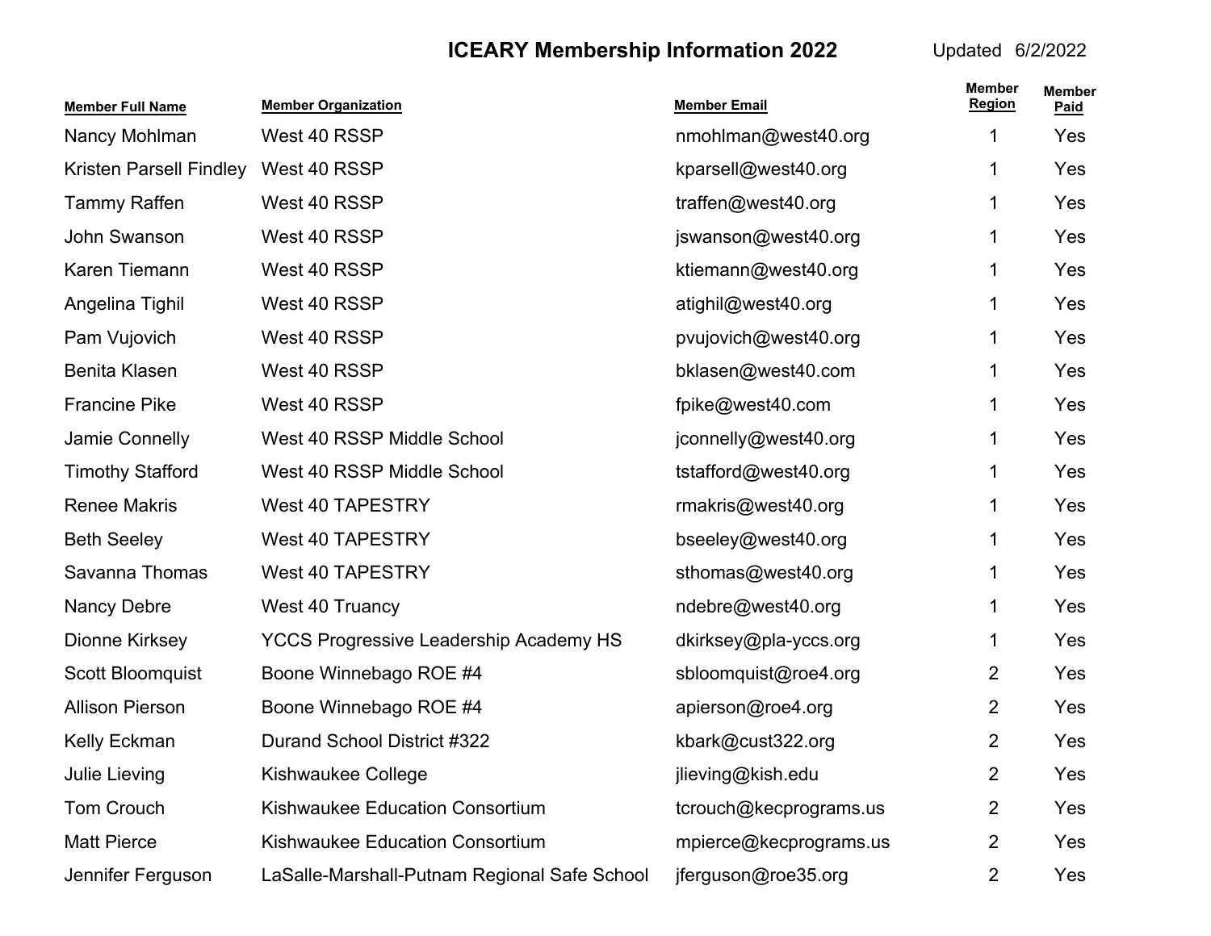# ICEARY Membership Information 2022

Updated 6/2/2022

| Member Full Name | Member Organization | Member Email | Member Region | Member Paid |
|---|---|---|---|---|
| Nancy Mohlman | West 40 RSSP | nmohlman@west40.org | 1 | Yes |
| Kristen Parsell Findley | West 40 RSSP | kparsell@west40.org | 1 | Yes |
| Tammy Raffen | West 40 RSSP | traffen@west40.org | 1 | Yes |
| John Swanson | West 40 RSSP | jswanson@west40.org | 1 | Yes |
| Karen Tiemann | West 40 RSSP | ktiemann@west40.org | 1 | Yes |
| Angelina Tighil | West 40 RSSP | atighil@west40.org | 1 | Yes |
| Pam Vujovich | West 40 RSSP | pvujovich@west40.org | 1 | Yes |
| Benita Klasen | West 40 RSSP | bklasen@west40.com | 1 | Yes |
| Francine Pike | West 40 RSSP | fpike@west40.com | 1 | Yes |
| Jamie Connelly | West 40 RSSP Middle School | jconnelly@west40.org | 1 | Yes |
| Timothy Stafford | West 40 RSSP Middle School | tstafford@west40.org | 1 | Yes |
| Renee Makris | West 40 TAPESTRY | rmakris@west40.org | 1 | Yes |
| Beth Seeley | West 40 TAPESTRY | bseeley@west40.org | 1 | Yes |
| Savanna Thomas | West 40 TAPESTRY | sthomas@west40.org | 1 | Yes |
| Nancy Debre | West 40 Truancy | ndebre@west40.org | 1 | Yes |
| Dionne Kirksey | YCCS Progressive Leadership Academy HS | dkirksey@pla-yccs.org | 1 | Yes |
| Scott Bloomquist | Boone Winnebago ROE #4 | sbloomquist@roe4.org | 2 | Yes |
| Allison Pierson | Boone Winnebago ROE #4 | apierson@roe4.org | 2 | Yes |
| Kelly Eckman | Durand School District #322 | kbark@cust322.org | 2 | Yes |
| Julie Lieving | Kishwaukee College | jlieving@kish.edu | 2 | Yes |
| Tom Crouch | Kishwaukee Education Consortium | tcrouch@kecprograms.us | 2 | Yes |
| Matt Pierce | Kishwaukee Education Consortium | mpierce@kecprograms.us | 2 | Yes |
| Jennifer Ferguson | LaSalle-Marshall-Putnam Regional Safe School | jferguson@roe35.org | 2 | Yes |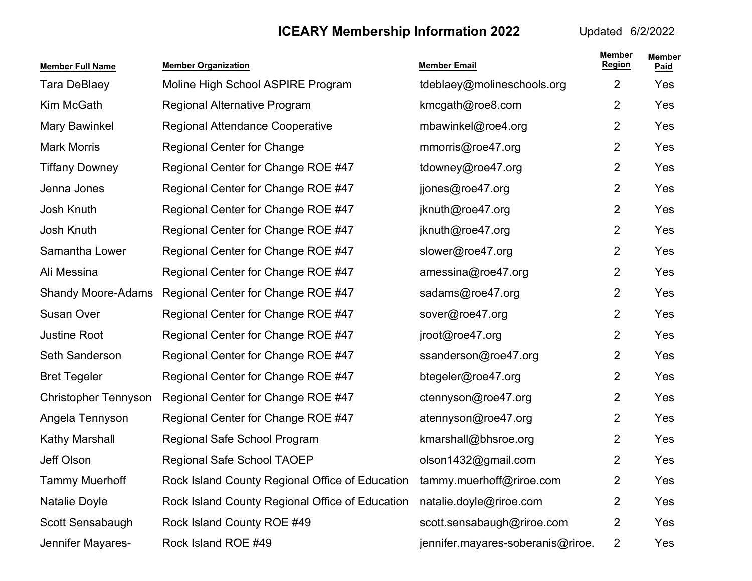**ICEARY Membership Information 2022** Updated 6/2/2022

| Member Full Name | Member Organization | Member Email | Member Region | Member Paid |
|---|---|---|---|---|
| Tara DeBlaey | Moline High School ASPIRE Program | tdeblaey@molineschools.org | 2 | Yes |
| Kim McGath | Regional Alternative Program | kmcgath@roe8.com | 2 | Yes |
| Mary Bawinkel | Regional Attendance Cooperative | mbawinkel@roe4.org | 2 | Yes |
| Mark Morris | Regional Center for Change | mmorris@roe47.org | 2 | Yes |
| Tiffany Downey | Regional Center for Change ROE #47 | tdowney@roe47.org | 2 | Yes |
| Jenna Jones | Regional Center for Change ROE #47 | jjones@roe47.org | 2 | Yes |
| Josh Knuth | Regional Center for Change ROE #47 | jknuth@roe47.org | 2 | Yes |
| Josh Knuth | Regional Center for Change ROE #47 | jknuth@roe47.org | 2 | Yes |
| Samantha Lower | Regional Center for Change ROE #47 | slower@roe47.org | 2 | Yes |
| Ali Messina | Regional Center for Change ROE #47 | amessina@roe47.org | 2 | Yes |
| Shandy Moore-Adams | Regional Center for Change ROE #47 | sadams@roe47.org | 2 | Yes |
| Susan Over | Regional Center for Change ROE #47 | sover@roe47.org | 2 | Yes |
| Justine Root | Regional Center for Change ROE #47 | jroot@roe47.org | 2 | Yes |
| Seth Sanderson | Regional Center for Change ROE #47 | ssanderson@roe47.org | 2 | Yes |
| Bret Tegeler | Regional Center for Change ROE #47 | btegeler@roe47.org | 2 | Yes |
| Christopher Tennyson | Regional Center for Change ROE #47 | ctennyson@roe47.org | 2 | Yes |
| Angela Tennyson | Regional Center for Change ROE #47 | atennyson@roe47.org | 2 | Yes |
| Kathy Marshall | Regional Safe School Program | kmarshall@bhsroe.org | 2 | Yes |
| Jeff Olson | Regional Safe School TAOEP | olson1432@gmail.com | 2 | Yes |
| Tammy Muerhoff | Rock Island County Regional Office of Education | tammy.muerhoff@riroe.com | 2 | Yes |
| Natalie Doyle | Rock Island County Regional Office of Education | natalie.doyle@riroe.com | 2 | Yes |
| Scott Sensabaugh | Rock Island County ROE #49 | scott.sensabaugh@riroe.com | 2 | Yes |
| Jennifer Mayares- | Rock Island ROE #49 | jennifer.mayares-soberanis@riroe. | 2 | Yes |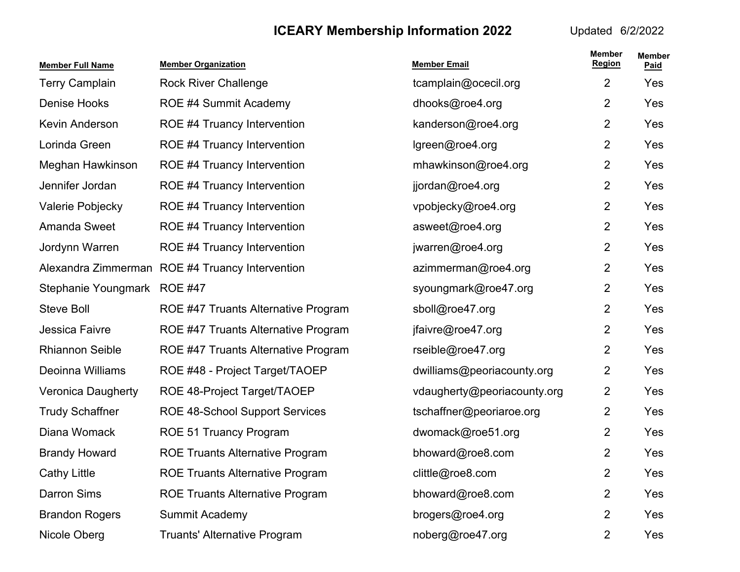# ICEARY Membership Information 2022

Updated 6/2/2022

| Member Full Name | Member Organization | Member Email | Member Region | Member Paid |
|---|---|---|---|---|
| Terry Camplain | Rock River Challenge | tcamplain@ocecil.org | 2 | Yes |
| Denise Hooks | ROE #4 Summit Academy | dhooks@roe4.org | 2 | Yes |
| Kevin Anderson | ROE #4 Truancy Intervention | kanderson@roe4.org | 2 | Yes |
| Lorinda Green | ROE #4 Truancy Intervention | lgreen@roe4.org | 2 | Yes |
| Meghan Hawkinson | ROE #4 Truancy Intervention | mhawkinson@roe4.org | 2 | Yes |
| Jennifer Jordan | ROE #4 Truancy Intervention | jjordan@roe4.org | 2 | Yes |
| Valerie Pobjecky | ROE #4 Truancy Intervention | vpobjecky@roe4.org | 2 | Yes |
| Amanda Sweet | ROE #4 Truancy Intervention | asweet@roe4.org | 2 | Yes |
| Jordynn Warren | ROE #4 Truancy Intervention | jwarren@roe4.org | 2 | Yes |
| Alexandra Zimmerman | ROE #4 Truancy Intervention | azimmerman@roe4.org | 2 | Yes |
| Stephanie Youngmark | ROE #47 | syoungmark@roe47.org | 2 | Yes |
| Steve Boll | ROE #47 Truants Alternative Program | sboll@roe47.org | 2 | Yes |
| Jessica Faivre | ROE #47 Truants Alternative Program | jfaivre@roe47.org | 2 | Yes |
| Rhiannon Seible | ROE #47 Truants Alternative Program | rseible@roe47.org | 2 | Yes |
| Deoinna Williams | ROE #48 - Project Target/TAOEP | dwilliams@peoriacounty.org | 2 | Yes |
| Veronica Daugherty | ROE 48-Project Target/TAOEP | vdaugherty@peoriacounty.org | 2 | Yes |
| Trudy Schaffner | ROE 48-School Support Services | tschaffner@peoriaroe.org | 2 | Yes |
| Diana Womack | ROE 51 Truancy Program | dwomack@roe51.org | 2 | Yes |
| Brandy Howard | ROE Truants Alternative Program | bhoward@roe8.com | 2 | Yes |
| Cathy Little | ROE Truants Alternative Program | clittle@roe8.com | 2 | Yes |
| Darron Sims | ROE Truants Alternative Program | bhoward@roe8.com | 2 | Yes |
| Brandon Rogers | Summit Academy | brogers@roe4.org | 2 | Yes |
| Nicole Oberg | Truants' Alternative Program | noberg@roe47.org | 2 | Yes |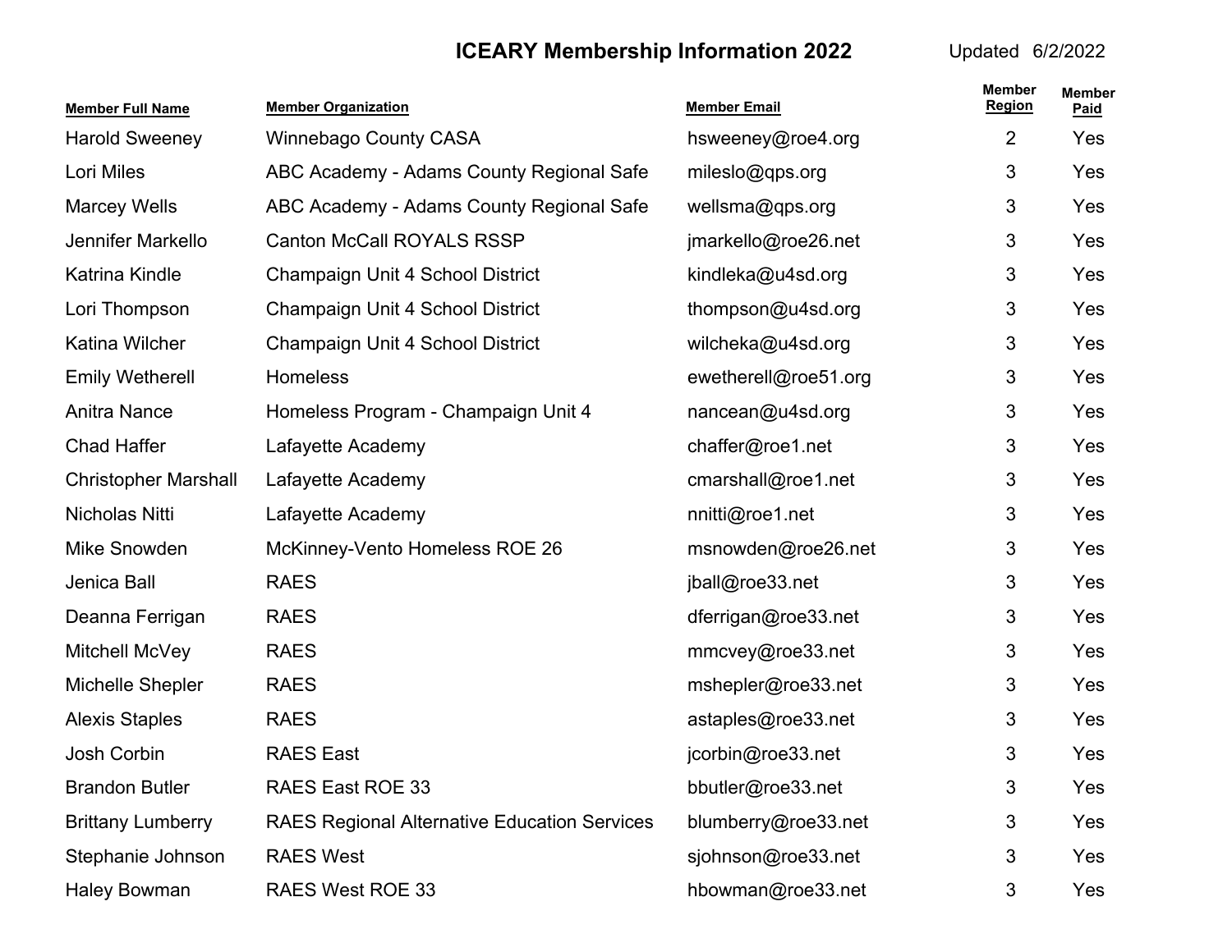# ICEARY Membership Information 2022

Updated 6/2/2022

| Member Full Name | Member Organization | Member Email | Member Region | Member Paid |
|---|---|---|---|---|
| Harold Sweeney | Winnebago County CASA | hsweeney@roe4.org | 2 | Yes |
| Lori Miles | ABC Academy - Adams County Regional Safe | mileslo@qps.org | 3 | Yes |
| Marcey Wells | ABC Academy - Adams County Regional Safe | wellsma@qps.org | 3 | Yes |
| Jennifer Markello | Canton McCall ROYALS RSSP | jmarkello@roe26.net | 3 | Yes |
| Katrina Kindle | Champaign Unit 4 School District | kindleka@u4sd.org | 3 | Yes |
| Lori Thompson | Champaign Unit 4 School District | thompson@u4sd.org | 3 | Yes |
| Katina Wilcher | Champaign Unit 4 School District | wilcheka@u4sd.org | 3 | Yes |
| Emily Wetherell | Homeless | ewetherell@roe51.org | 3 | Yes |
| Anitra Nance | Homeless Program - Champaign Unit 4 | nancean@u4sd.org | 3 | Yes |
| Chad Haffer | Lafayette Academy | chaffer@roe1.net | 3 | Yes |
| Christopher Marshall | Lafayette Academy | cmarshall@roe1.net | 3 | Yes |
| Nicholas Nitti | Lafayette Academy | nnitti@roe1.net | 3 | Yes |
| Mike Snowden | McKinney-Vento Homeless ROE 26 | msnowden@roe26.net | 3 | Yes |
| Jenica Ball | RAES | jball@roe33.net | 3 | Yes |
| Deanna Ferrigan | RAES | dferrigan@roe33.net | 3 | Yes |
| Mitchell McVey | RAES | mmcvey@roe33.net | 3 | Yes |
| Michelle Shepler | RAES | mshepler@roe33.net | 3 | Yes |
| Alexis Staples | RAES | astaples@roe33.net | 3 | Yes |
| Josh Corbin | RAES East | jcorbin@roe33.net | 3 | Yes |
| Brandon Butler | RAES East ROE 33 | bbutler@roe33.net | 3 | Yes |
| Brittany Lumberry | RAES Regional Alternative Education Services | blumberry@roe33.net | 3 | Yes |
| Stephanie Johnson | RAES West | sjohnson@roe33.net | 3 | Yes |
| Haley Bowman | RAES West ROE 33 | hbowman@roe33.net | 3 | Yes |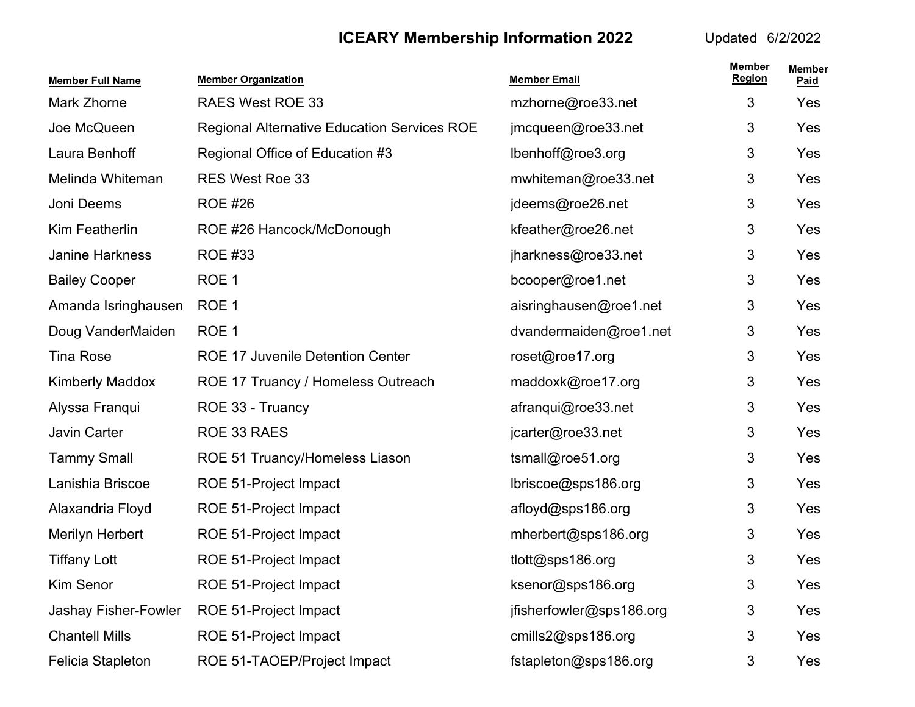# ICEARY Membership Information 2022

Updated 6/2/2022

| Member Full Name | Member Organization | Member Email | Member Region | Member Paid |
|---|---|---|---|---|
| Mark Zhorne | RAES West ROE 33 | mzhorne@roe33.net | 3 | Yes |
| Joe McQueen | Regional Alternative Education Services ROE | jmcqueen@roe33.net | 3 | Yes |
| Laura Benhoff | Regional Office of Education #3 | lbenhoff@roe3.org | 3 | Yes |
| Melinda Whiteman | RES West Roe 33 | mwhiteman@roe33.net | 3 | Yes |
| Joni Deems | ROE #26 | jdeems@roe26.net | 3 | Yes |
| Kim Featherlin | ROE #26 Hancock/McDonough | kfeather@roe26.net | 3 | Yes |
| Janine Harkness | ROE #33 | jharkness@roe33.net | 3 | Yes |
| Bailey Cooper | ROE 1 | bcooper@roe1.net | 3 | Yes |
| Amanda Isringhausen | ROE 1 | aisringhausen@roe1.net | 3 | Yes |
| Doug VanderMaiden | ROE 1 | dvandermaiden@roe1.net | 3 | Yes |
| Tina Rose | ROE 17 Juvenile Detention Center | roset@roe17.org | 3 | Yes |
| Kimberly Maddox | ROE 17 Truancy / Homeless Outreach | maddoxk@roe17.org | 3 | Yes |
| Alyssa Franqui | ROE 33 - Truancy | afranqui@roe33.net | 3 | Yes |
| Javin Carter | ROE 33 RAES | jcarter@roe33.net | 3 | Yes |
| Tammy Small | ROE 51 Truancy/Homeless Liason | tsmall@roe51.org | 3 | Yes |
| Lanishia Briscoe | ROE 51-Project Impact | lbriscoe@sps186.org | 3 | Yes |
| Alaxandria Floyd | ROE 51-Project Impact | afloyd@sps186.org | 3 | Yes |
| Merilyn Herbert | ROE 51-Project Impact | mherbert@sps186.org | 3 | Yes |
| Tiffany Lott | ROE 51-Project Impact | tlott@sps186.org | 3 | Yes |
| Kim Senor | ROE 51-Project Impact | ksenor@sps186.org | 3 | Yes |
| Jashay Fisher-Fowler | ROE 51-Project Impact | jfisherfowler@sps186.org | 3 | Yes |
| Chantell Mills | ROE 51-Project Impact | cmills2@sps186.org | 3 | Yes |
| Felicia Stapleton | ROE 51-TAOEP/Project Impact | fstapleton@sps186.org | 3 | Yes |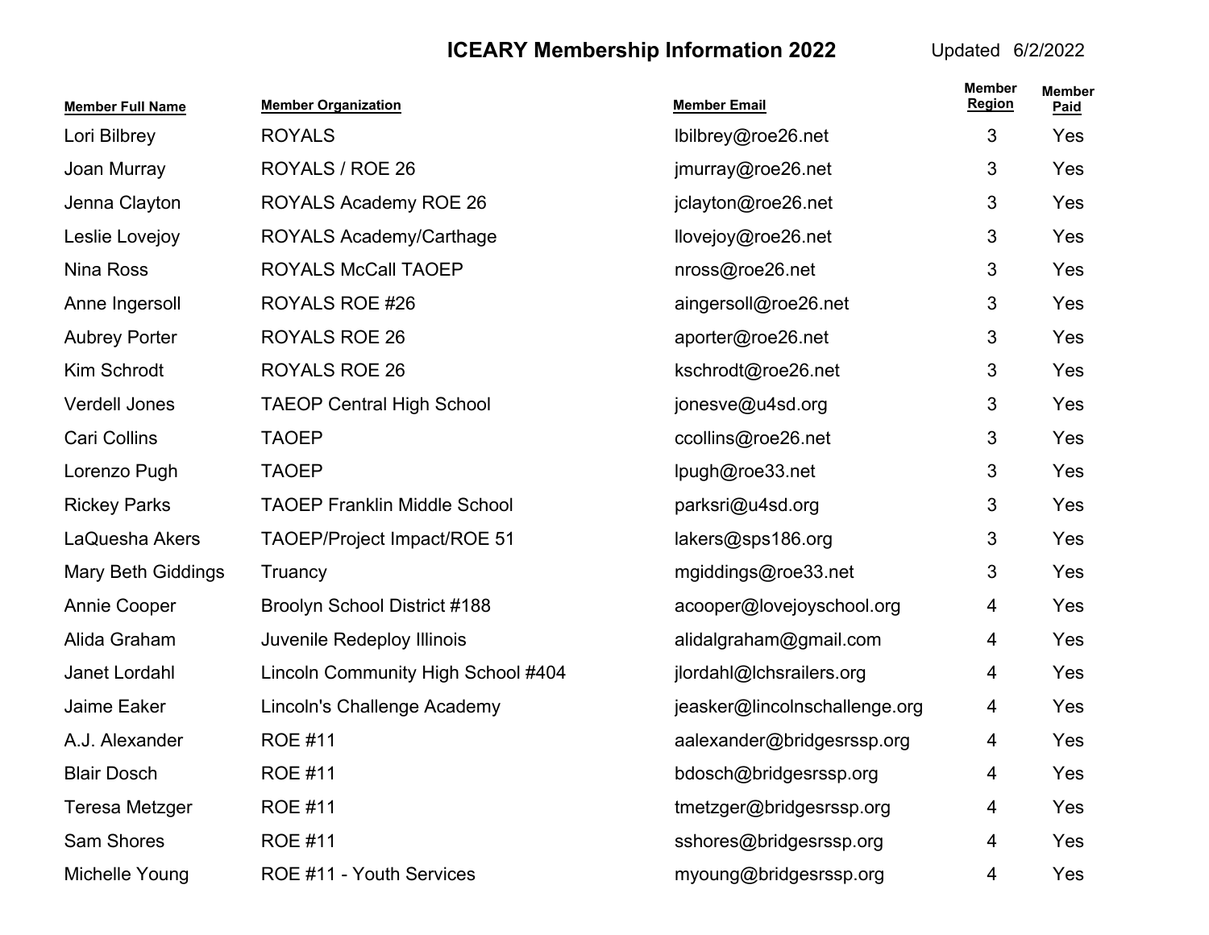## ICEARY Membership Information 2022

Updated 6/2/2022

| Member Full Name | Member Organization | Member Email | Member Region | Member Paid |
|---|---|---|---|---|
| Lori Bilbrey | ROYALS | lbilbrey@roe26.net | 3 | Yes |
| Joan Murray | ROYALS / ROE 26 | jmurray@roe26.net | 3 | Yes |
| Jenna Clayton | ROYALS Academy ROE 26 | jclayton@roe26.net | 3 | Yes |
| Leslie Lovejoy | ROYALS Academy/Carthage | llovejoy@roe26.net | 3 | Yes |
| Nina Ross | ROYALS McCall TAOEP | nross@roe26.net | 3 | Yes |
| Anne Ingersoll | ROYALS ROE #26 | aingersoll@roe26.net | 3 | Yes |
| Aubrey Porter | ROYALS ROE 26 | aporter@roe26.net | 3 | Yes |
| Kim Schrodt | ROYALS ROE 26 | kschrodt@roe26.net | 3 | Yes |
| Verdell Jones | TAEOP Central High School | jonesve@u4sd.org | 3 | Yes |
| Cari Collins | TAOEP | ccollins@roe26.net | 3 | Yes |
| Lorenzo Pugh | TAOEP | lpugh@roe33.net | 3 | Yes |
| Rickey Parks | TAOEP Franklin Middle School | parksri@u4sd.org | 3 | Yes |
| LaQuesha Akers | TAOEP/Project Impact/ROE 51 | lakers@sps186.org | 3 | Yes |
| Mary Beth Giddings | Truancy | mgiddings@roe33.net | 3 | Yes |
| Annie Cooper | Broolyn School District #188 | acooper@lovejoyschool.org | 4 | Yes |
| Alida Graham | Juvenile Redeploy Illinois | alidalgraham@gmail.com | 4 | Yes |
| Janet Lordahl | Lincoln Community High School #404 | jlordahl@lchsrailers.org | 4 | Yes |
| Jaime Eaker | Lincoln's Challenge Academy | jeasker@lincolnschallenge.org | 4 | Yes |
| A.J. Alexander | ROE #11 | aalexander@bridgesrssp.org | 4 | Yes |
| Blair Dosch | ROE #11 | bdosch@bridgesrssp.org | 4 | Yes |
| Teresa Metzger | ROE #11 | tmetzger@bridgesrssp.org | 4 | Yes |
| Sam Shores | ROE #11 | sshores@bridgesrssp.org | 4 | Yes |
| Michelle Young | ROE #11 - Youth Services | myoung@bridgesrssp.org | 4 | Yes |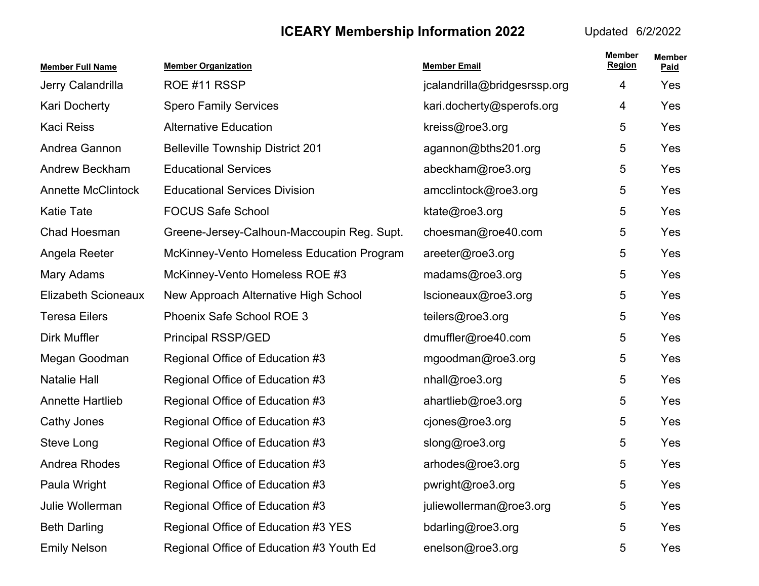# ICEARY Membership Information 2022

Updated 6/2/2022

| Member Full Name | Member Organization | Member Email | Member Region | Member Paid |
|---|---|---|---|---|
| Jerry Calandrilla | ROE #11 RSSP | jcalandrilla@bridgesrssp.org | 4 | Yes |
| Kari Docherty | Spero Family Services | kari.docherty@sperofs.org | 4 | Yes |
| Kaci Reiss | Alternative Education | kreiss@roe3.org | 5 | Yes |
| Andrea Gannon | Belleville Township District 201 | agannon@bths201.org | 5 | Yes |
| Andrew Beckham | Educational Services | abeckham@roe3.org | 5 | Yes |
| Annette McClintock | Educational Services Division | amcclintock@roe3.org | 5 | Yes |
| Katie Tate | FOCUS Safe School | ktate@roe3.org | 5 | Yes |
| Chad Hoesman | Greene-Jersey-Calhoun-Maccoupin Reg. Supt. | choesman@roe40.com | 5 | Yes |
| Angela Reeter | McKinney-Vento Homeless Education Program | areeter@roe3.org | 5 | Yes |
| Mary Adams | McKinney-Vento Homeless ROE #3 | madams@roe3.org | 5 | Yes |
| Elizabeth Scioneaux | New Approach Alternative High School | lscioneaux@roe3.org | 5 | Yes |
| Teresa Eilers | Phoenix Safe School ROE 3 | teilers@roe3.org | 5 | Yes |
| Dirk Muffler | Principal RSSP/GED | dmuffler@roe40.com | 5 | Yes |
| Megan Goodman | Regional Office of Education #3 | mgoodman@roe3.org | 5 | Yes |
| Natalie Hall | Regional Office of Education #3 | nhall@roe3.org | 5 | Yes |
| Annette Hartlieb | Regional Office of Education #3 | ahartlieb@roe3.org | 5 | Yes |
| Cathy Jones | Regional Office of Education #3 | cjones@roe3.org | 5 | Yes |
| Steve Long | Regional Office of Education #3 | slong@roe3.org | 5 | Yes |
| Andrea Rhodes | Regional Office of Education #3 | arhodes@roe3.org | 5 | Yes |
| Paula Wright | Regional Office of Education #3 | pwright@roe3.org | 5 | Yes |
| Julie Wollerman | Regional Office of Education #3 | juliewollerman@roe3.org | 5 | Yes |
| Beth Darling | Regional Office of Education #3 YES | bdarling@roe3.org | 5 | Yes |
| Emily Nelson | Regional Office of Education #3 Youth Ed | enelson@roe3.org | 5 | Yes |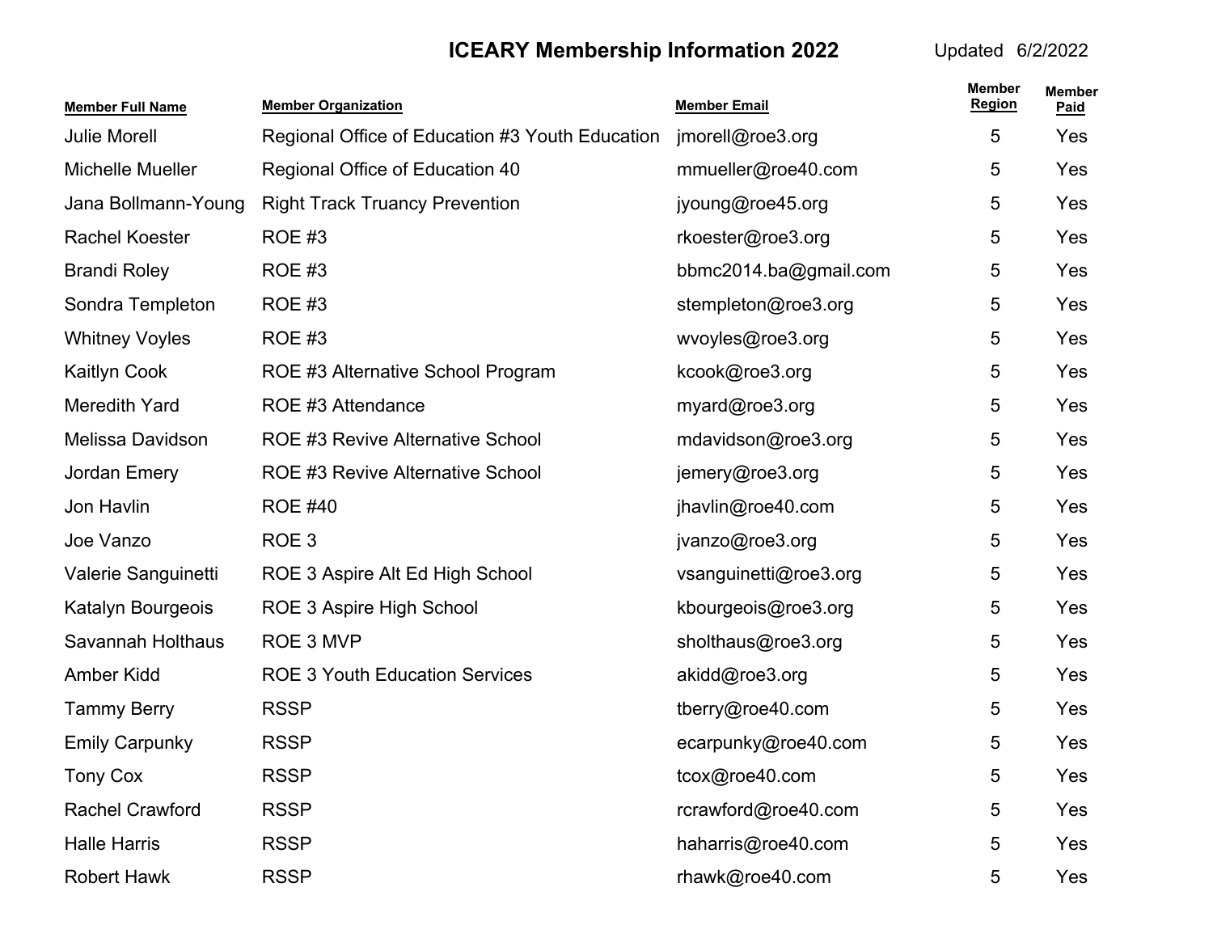# ICEARY Membership Information 2022

Updated 6/2/2022

| Member Full Name | Member Organization | Member Email | Member Region | Member Paid |
|---|---|---|---|---|
| Julie Morell | Regional Office of Education #3 Youth Education | jmorell@roe3.org | 5 | Yes |
| Michelle Mueller | Regional Office of Education 40 | mmueller@roe40.com | 5 | Yes |
| Jana Bollmann-Young | Right Track Truancy Prevention | jyoung@roe45.org | 5 | Yes |
| Rachel Koester | ROE #3 | rkoester@roe3.org | 5 | Yes |
| Brandi Roley | ROE #3 | bbmc2014.ba@gmail.com | 5 | Yes |
| Sondra Templeton | ROE #3 | stempleton@roe3.org | 5 | Yes |
| Whitney Voyles | ROE #3 | wvoyles@roe3.org | 5 | Yes |
| Kaitlyn Cook | ROE #3 Alternative School Program | kcook@roe3.org | 5 | Yes |
| Meredith Yard | ROE #3 Attendance | myard@roe3.org | 5 | Yes |
| Melissa Davidson | ROE #3 Revive Alternative School | mdavidson@roe3.org | 5 | Yes |
| Jordan Emery | ROE #3 Revive Alternative School | jemery@roe3.org | 5 | Yes |
| Jon Havlin | ROE #40 | jhavlin@roe40.com | 5 | Yes |
| Joe Vanzo | ROE 3 | jvanzo@roe3.org | 5 | Yes |
| Valerie Sanguinetti | ROE 3 Aspire Alt Ed High School | vsanguinetti@roe3.org | 5 | Yes |
| Katalyn Bourgeois | ROE 3 Aspire High School | kbourgeois@roe3.org | 5 | Yes |
| Savannah Holthaus | ROE 3 MVP | sholthaus@roe3.org | 5 | Yes |
| Amber Kidd | ROE 3 Youth Education Services | akidd@roe3.org | 5 | Yes |
| Tammy Berry | RSSP | tberry@roe40.com | 5 | Yes |
| Emily Carpunky | RSSP | ecarpunky@roe40.com | 5 | Yes |
| Tony Cox | RSSP | tcox@roe40.com | 5 | Yes |
| Rachel Crawford | RSSP | rcrawford@roe40.com | 5 | Yes |
| Halle Harris | RSSP | haharris@roe40.com | 5 | Yes |
| Robert Hawk | RSSP | rhawk@roe40.com | 5 | Yes |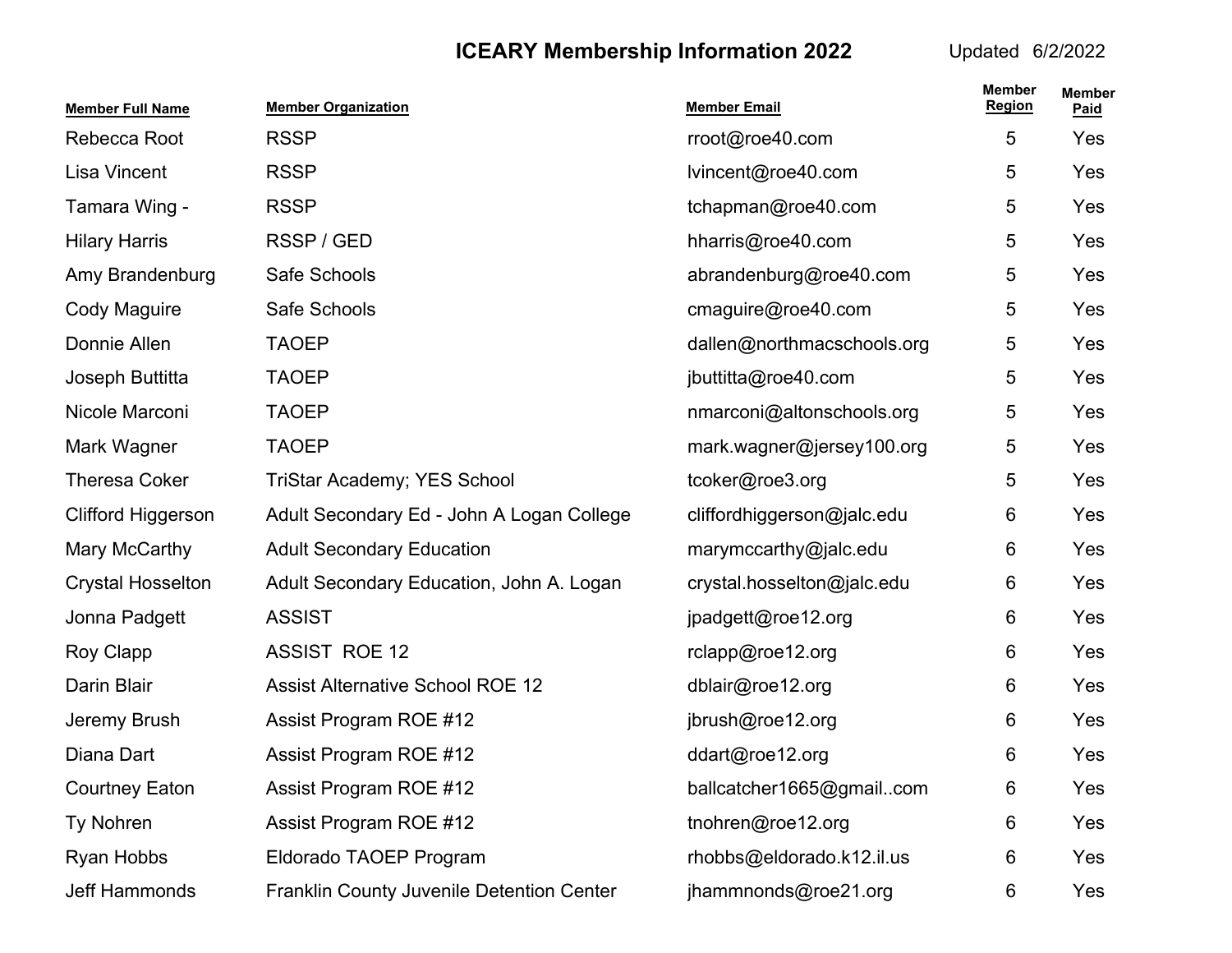## ICEARY Membership Information 2022

Updated 6/2/2022

| Member Full Name | Member Organization | Member Email | Member Region | Member Paid |
|---|---|---|---|---|
| Rebecca Root | RSSP | rroot@roe40.com | 5 | Yes |
| Lisa Vincent | RSSP | lvincent@roe40.com | 5 | Yes |
| Tamara Wing - | RSSP | tchapman@roe40.com | 5 | Yes |
| Hilary Harris | RSSP / GED | hharris@roe40.com | 5 | Yes |
| Amy Brandenburg | Safe Schools | abrandenburg@roe40.com | 5 | Yes |
| Cody Maguire | Safe Schools | cmaguire@roe40.com | 5 | Yes |
| Donnie Allen | TAOEP | dallen@northmacschools.org | 5 | Yes |
| Joseph Buttitta | TAOEP | jbuttitta@roe40.com | 5 | Yes |
| Nicole Marconi | TAOEP | nmarconi@altonschools.org | 5 | Yes |
| Mark Wagner | TAOEP | mark.wagner@jersey100.org | 5 | Yes |
| Theresa Coker | TriStar Academy; YES School | tcoker@roe3.org | 5 | Yes |
| Clifford Higgerson | Adult Secondary Ed - John A Logan College | cliffordhiggerson@jalc.edu | 6 | Yes |
| Mary McCarthy | Adult Secondary Education | marymccarthy@jalc.edu | 6 | Yes |
| Crystal Hosselton | Adult Secondary Education, John A. Logan | crystal.hosselton@jalc.edu | 6 | Yes |
| Jonna Padgett | ASSIST | jpadgett@roe12.org | 6 | Yes |
| Roy Clapp | ASSIST ROE 12 | rclapp@roe12.org | 6 | Yes |
| Darin Blair | Assist Alternative School ROE 12 | dblair@roe12.org | 6 | Yes |
| Jeremy Brush | Assist Program ROE #12 | jbrush@roe12.org | 6 | Yes |
| Diana Dart | Assist Program ROE #12 | ddart@roe12.org | 6 | Yes |
| Courtney Eaton | Assist Program ROE #12 | ballcatcher1665@gmail..com | 6 | Yes |
| Ty Nohren | Assist Program ROE #12 | tnohren@roe12.org | 6 | Yes |
| Ryan Hobbs | Eldorado TAOEP Program | rhobbs@eldorado.k12.il.us | 6 | Yes |
| Jeff Hammonds | Franklin County Juvenile Detention Center | jhammnonds@roe21.org | 6 | Yes |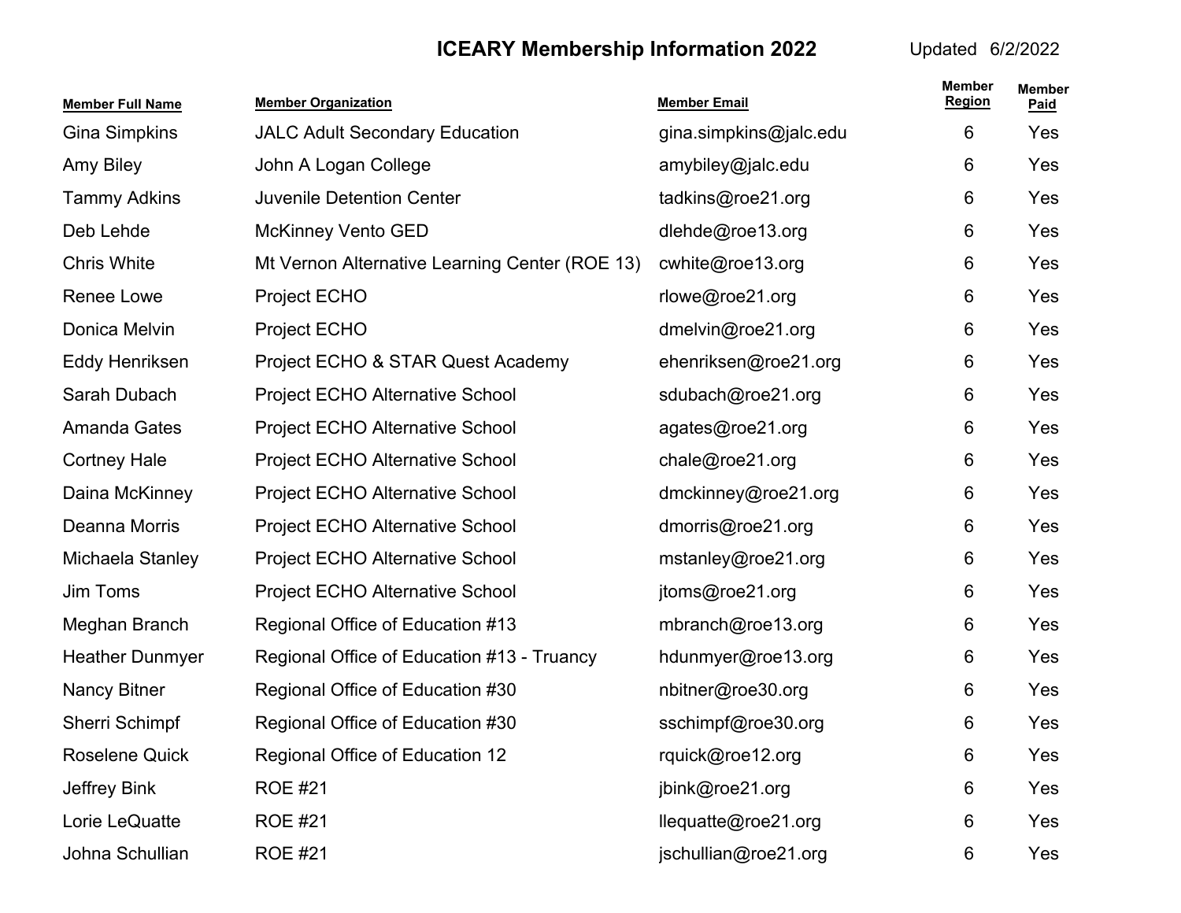# ICEARY Membership Information 2022

Updated 6/2/2022

| Member Full Name | Member Organization | Member Email | Member Region | Member Paid |
|---|---|---|---|---|
| Gina Simpkins | JALC Adult Secondary Education | gina.simpkins@jalc.edu | 6 | Yes |
| Amy Biley | John A Logan College | amybiley@jalc.edu | 6 | Yes |
| Tammy Adkins | Juvenile Detention Center | tadkins@roe21.org | 6 | Yes |
| Deb Lehde | McKinney Vento GED | dlehde@roe13.org | 6 | Yes |
| Chris White | Mt Vernon Alternative Learning Center (ROE 13) | cwhite@roe13.org | 6 | Yes |
| Renee Lowe | Project ECHO | rlowe@roe21.org | 6 | Yes |
| Donica Melvin | Project ECHO | dmelvin@roe21.org | 6 | Yes |
| Eddy Henriksen | Project ECHO & STAR Quest Academy | ehenriksen@roe21.org | 6 | Yes |
| Sarah Dubach | Project ECHO Alternative School | sdubach@roe21.org | 6 | Yes |
| Amanda Gates | Project ECHO Alternative School | agates@roe21.org | 6 | Yes |
| Cortney Hale | Project ECHO Alternative School | chale@roe21.org | 6 | Yes |
| Daina McKinney | Project ECHO Alternative School | dmckinney@roe21.org | 6 | Yes |
| Deanna Morris | Project ECHO Alternative School | dmorris@roe21.org | 6 | Yes |
| Michaela Stanley | Project ECHO Alternative School | mstanley@roe21.org | 6 | Yes |
| Jim Toms | Project ECHO Alternative School | jtoms@roe21.org | 6 | Yes |
| Meghan Branch | Regional Office of Education #13 | mbranch@roe13.org | 6 | Yes |
| Heather Dunmyer | Regional Office of Education #13 - Truancy | hdunmyer@roe13.org | 6 | Yes |
| Nancy Bitner | Regional Office of Education #30 | nbitner@roe30.org | 6 | Yes |
| Sherri Schimpf | Regional Office of Education #30 | sschimpf@roe30.org | 6 | Yes |
| Roselene Quick | Regional Office of Education 12 | rquick@roe12.org | 6 | Yes |
| Jeffrey Bink | ROE #21 | jbink@roe21.org | 6 | Yes |
| Lorie LeQuatte | ROE #21 | llequatte@roe21.org | 6 | Yes |
| Johna Schullian | ROE #21 | jschullian@roe21.org | 6 | Yes |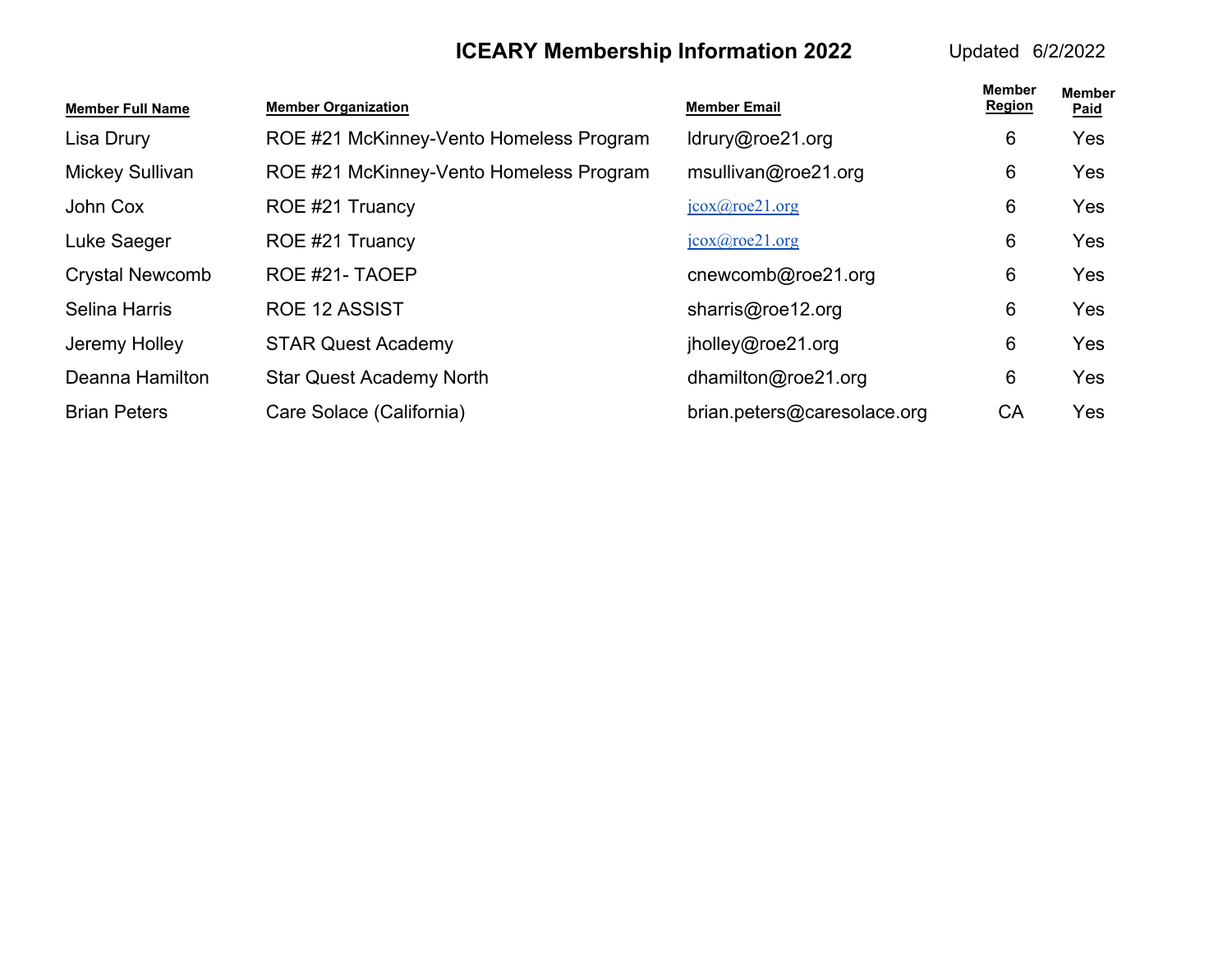# ICEARY Membership Information 2022

Updated 6/2/2022

| Member Full Name | Member Organization | Member Email | Member Region | Member Paid |
|---|---|---|---|---|
| Lisa Drury | ROE #21 McKinney-Vento Homeless Program | ldrury@roe21.org | 6 | Yes |
| Mickey Sullivan | ROE #21 McKinney-Vento Homeless Program | msullivan@roe21.org | 6 | Yes |
| John Cox | ROE #21 Truancy | jcox@roe21.org | 6 | Yes |
| Luke Saeger | ROE #21 Truancy | jcox@roe21.org | 6 | Yes |
| Crystal Newcomb | ROE #21- TAOEP | cnewcomb@roe21.org | 6 | Yes |
| Selina Harris | ROE 12 ASSIST | sharris@roe12.org | 6 | Yes |
| Jeremy Holley | STAR Quest Academy | jholley@roe21.org | 6 | Yes |
| Deanna Hamilton | Star Quest Academy North | dhamilton@roe21.org | 6 | Yes |
| Brian Peters | Care Solace (California) | brian.peters@caresolace.org | CA | Yes |